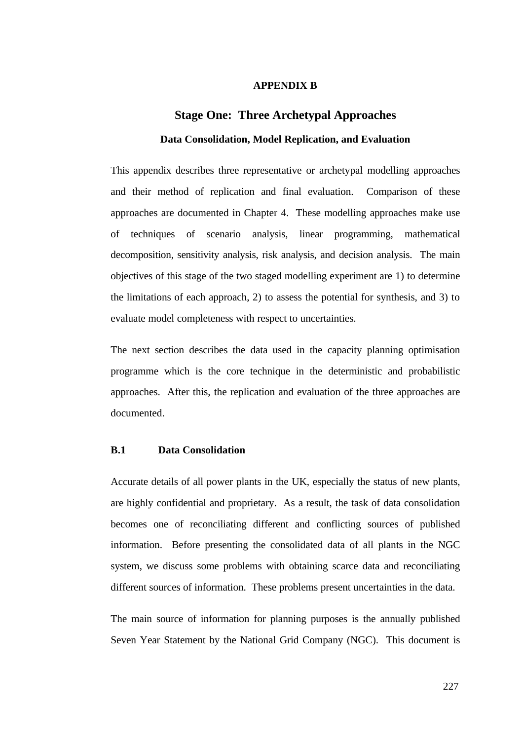# APPENDIX B

## Stage One: Three Archetypal Approaches

### Data Consolidation, Model Replication, and Evaluation

This appendix describes three representative or archetypal modelling approaches and their method of replication and final evaluation. Comparison of these approaches are documented in Chapter 4. These modelling approaches make use of techniques of scenario analysis, linear programming, mathematical decomposition, sensitivity analysis, risk analysis, and decision analysis. The main objectives of this stage of the two staged modelling experiment are 1) to determine the limitations of each approach, 2) to assess the potential for synthesis, and 3) to evaluate model completeness with respect to uncertainties.

The next section describes the data used in the capacity planning optimisation programme which is the core technique in the deterministic and probabilistic approaches. After this, the replication and evaluation of the three approaches are documented.

### B.1 Data Consolidation

Accurate details of all power plants in the UK, especially the status of new plants, are highly confidential and proprietary. As a result, the task of data consolidation becomes one of reconciliating different and conflicting sources of published information. Before presenting the consolidated data of all plants in the NGC system, we discuss some problems with obtaining scarce data and reconciliating different sources of information. These problems present uncertainties in the data.

The main source of information for planning purposes is the annually published Seven Year Statement by the National Grid Company (NGC). This document is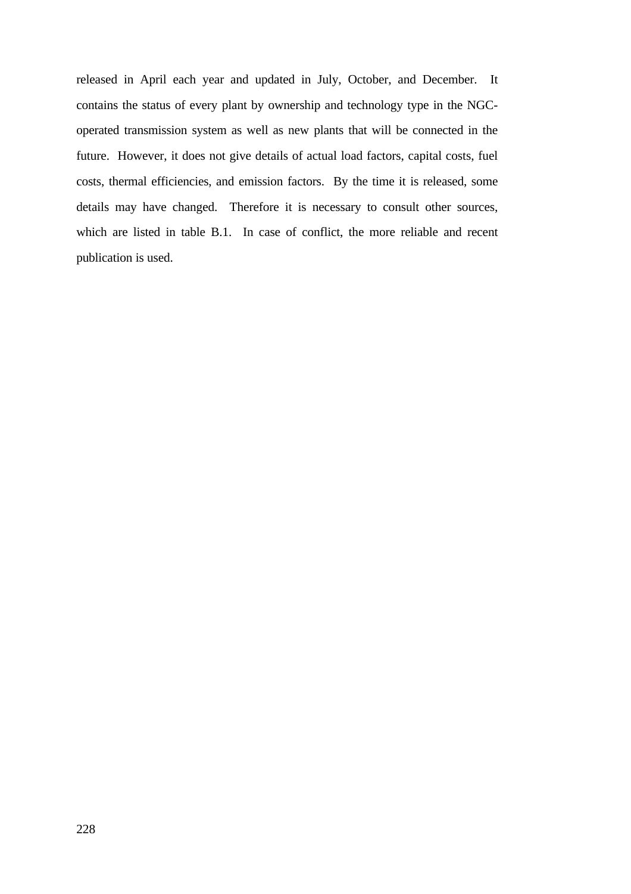released in April each year and updated in July, October, and December. It contains the status of every plant by ownership and technology type in the NGC-operated transmission system as well as new plants that will be connected in the future. However, it does not give details of actual load factors, capital costs, fuel costs, thermal efficiencies, and emission factors. By the time it is released, some details may have changed. Therefore it is necessary to consult other sources, which are listed in table B.1. In case of conflict, the more reliable and recent publication is used.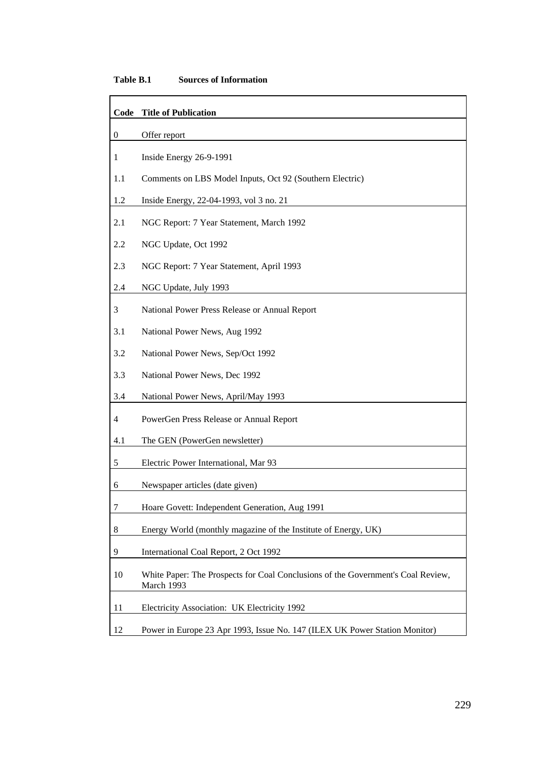**Table B.1 Sources of Information**

| Code | Title of Publication |
|---|---|
| 0 | Offer report |
| 1 | Inside Energy 26-9-1991 |
| 1.1 | Comments on LBS Model Inputs, Oct 92 (Southern Electric) |
| 1.2 | Inside Energy, 22-04-1993, vol 3 no. 21 |
| 2.1 | NGC Report: 7 Year Statement, March 1992 |
| 2.2 | NGC Update, Oct 1992 |
| 2.3 | NGC Report: 7 Year Statement, April 1993 |
| 2.4 | NGC Update, July 1993 |
| 3 | National Power Press Release or Annual Report |
| 3.1 | National Power News, Aug 1992 |
| 3.2 | National Power News, Sep/Oct 1992 |
| 3.3 | National Power News, Dec 1992 |
| 3.4 | National Power News, April/May 1993 |
| 4 | PowerGen Press Release or Annual Report |
| 4.1 | The GEN (PowerGen newsletter) |
| 5 | Electric Power International, Mar 93 |
| 6 | Newspaper articles (date given) |
| 7 | Hoare Govett: Independent Generation, Aug 1991 |
| 8 | Energy World (monthly magazine of the Institute of Energy, UK) |
| 9 | International Coal Report, 2 Oct 1992 |
| 10 | White Paper: The Prospects for Coal Conclusions of the Government's Coal Review, March 1993 |
| 11 | Electricity Association: UK Electricity 1992 |
| 12 | Power in Europe 23 Apr 1993, Issue No. 147 (ILEX UK Power Station Monitor) |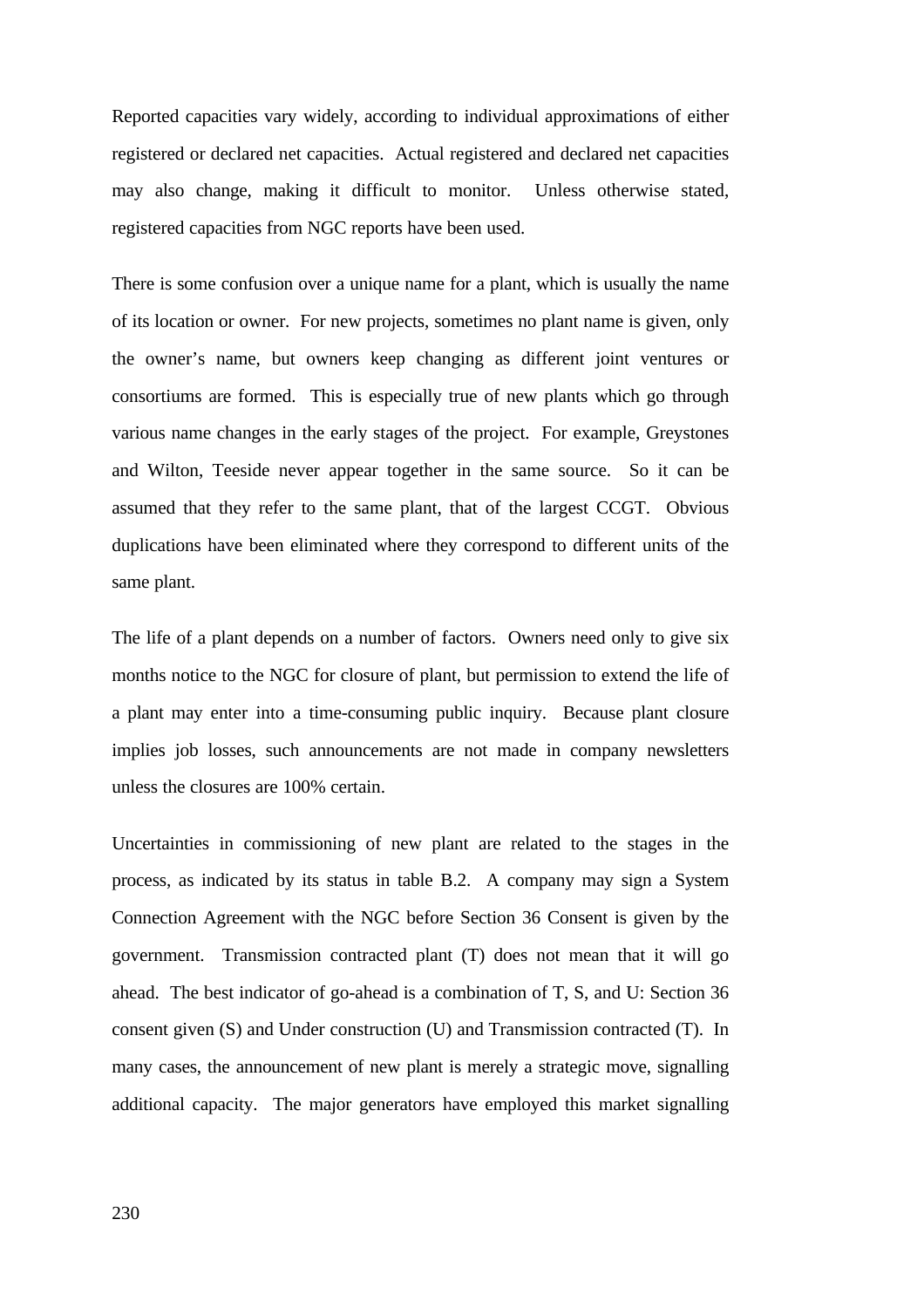Reported capacities vary widely, according to individual approximations of either registered or declared net capacities. Actual registered and declared net capacities may also change, making it difficult to monitor. Unless otherwise stated, registered capacities from NGC reports have been used.

There is some confusion over a unique name for a plant, which is usually the name of its location or owner. For new projects, sometimes no plant name is given, only the owner's name, but owners keep changing as different joint ventures or consortiums are formed. This is especially true of new plants which go through various name changes in the early stages of the project. For example, Greystones and Wilton, Teeside never appear together in the same source. So it can be assumed that they refer to the same plant, that of the largest CCGT. Obvious duplications have been eliminated where they correspond to different units of the same plant.

The life of a plant depends on a number of factors. Owners need only to give six months notice to the NGC for closure of plant, but permission to extend the life of a plant may enter into a time-consuming public inquiry. Because plant closure implies job losses, such announcements are not made in company newsletters unless the closures are 100% certain.

Uncertainties in commissioning of new plant are related to the stages in the process, as indicated by its status in table B.2. A company may sign a System Connection Agreement with the NGC before Section 36 Consent is given by the government. Transmission contracted plant (T) does not mean that it will go ahead. The best indicator of go-ahead is a combination of T, S, and U: Section 36 consent given (S) and Under construction (U) and Transmission contracted (T). In many cases, the announcement of new plant is merely a strategic move, signalling additional capacity. The major generators have employed this market signalling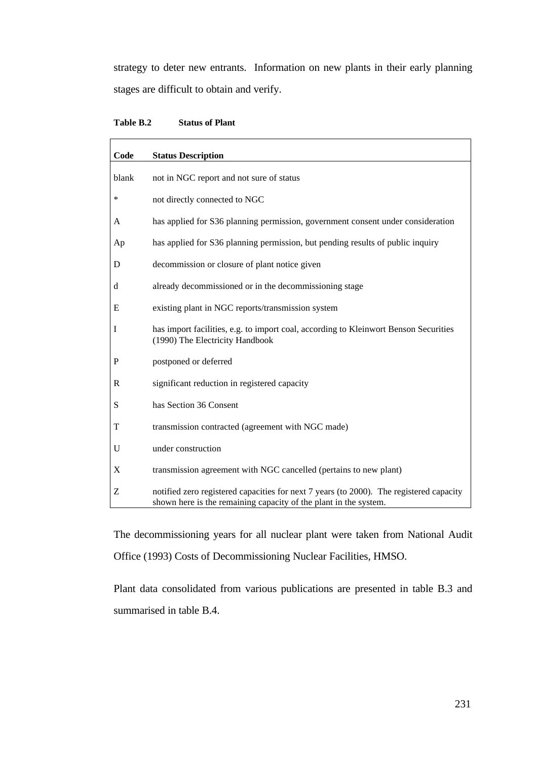strategy to deter new entrants. Information on new plants in their early planning stages are difficult to obtain and verify.

**Table B.2 Status of Plant**

| Code | Status Description |
|---|---|
| blank | not in NGC report and not sure of status |
| * | not directly connected to NGC |
| A | has applied for S36 planning permission, government consent under consideration |
| Ap | has applied for S36 planning permission, but pending results of public inquiry |
| D | decommission or closure of plant notice given |
| d | already decommissioned or in the decommissioning stage |
| E | existing plant in NGC reports/transmission system |
| I | has import facilities, e.g. to import coal, according to Kleinwort Benson Securities (1990) The Electricity Handbook |
| P | postponed or deferred |
| R | significant reduction in registered capacity |
| S | has Section 36 Consent |
| T | transmission contracted (agreement with NGC made) |
| U | under construction |
| X | transmission agreement with NGC cancelled (pertains to new plant) |
| Z | notified zero registered capacities for next 7 years (to 2000). The registered capacity shown here is the remaining capacity of the plant in the system. |

The decommissioning years for all nuclear plant were taken from National Audit Office (1993) Costs of Decommissioning Nuclear Facilities, HMSO.

Plant data consolidated from various publications are presented in table B.3 and summarised in table B.4.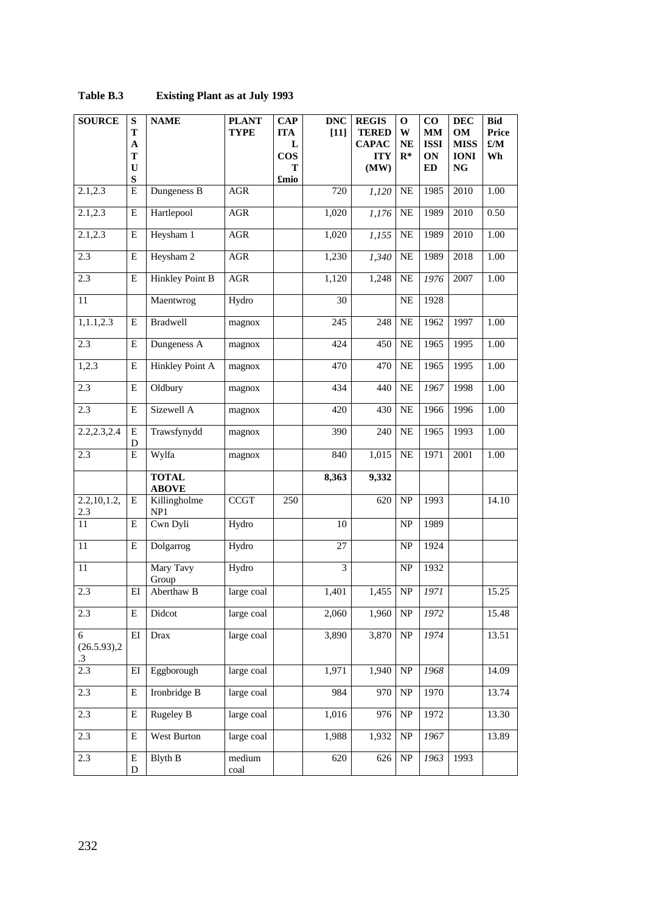**Table B.3 Existing Plant as at July 1993**

| SOURCE | STATUS | NAME | PLANT TYPE | CAPITAL COST £mio | DNC [11] | REGISTERED CAPACITY (MW) | OWNER* | COMMISSIONED | DECOMMISSIONING | Bid Price £/MWh |
|---|---|---|---|---|---|---|---|---|---|---|
| 2.1,2.3 | E | Dungeness B | AGR | | 720 | *1,120* | NE | 1985 | 2010 | 1.00 |
| 2.1,2.3 | E | Hartlepool | AGR | | 1,020 | *1,176* | NE | 1989 | 2010 | 0.50 |
| 2.1,2.3 | E | Heysham 1 | AGR | | 1,020 | *1,155* | NE | 1989 | 2010 | 1.00 |
| 2.3 | E | Heysham 2 | AGR | | 1,230 | *1,340* | NE | 1989 | 2018 | 1.00 |
| 2.3 | E | Hinkley Point B | AGR | | 1,120 | 1,248 | NE | *1976* | 2007 | 1.00 |
| 11 | | Maentwrog | Hydro | | 30 | | NE | 1928 | | |
| 1,1.1,2.3 | E | Bradwell | magnox | | 245 | 248 | NE | 1962 | 1997 | 1.00 |
| 2.3 | E | Dungeness A | magnox | | 424 | 450 | NE | 1965 | 1995 | 1.00 |
| 1,2.3 | E | Hinkley Point A | magnox | | 470 | 470 | NE | 1965 | 1995 | 1.00 |
| 2.3 | E | Oldbury | magnox | | 434 | 440 | NE | *1967* | 1998 | 1.00 |
| 2.3 | E | Sizewell A | magnox | | 420 | 430 | NE | 1966 | 1996 | 1.00 |
| 2.2,2.3,2.4 | ED | Trawsfynydd | magnox | | 390 | 240 | NE | 1965 | 1993 | 1.00 |
| 2.3 | E | Wylfa | magnox | | 840 | 1,015 | NE | 1971 | 2001 | 1.00 |
| | | **TOTAL ABOVE** | | | **8,363** | **9,332** | | | | |
| 2.2,10,1.2, 2.3 | E | Killingholme NP1 | CCGT | 250 | | 620 | NP | 1993 | | 14.10 |
| 11 | E | Cwn Dyli | Hydro | | 10 | | NP | 1989 | | |
| 11 | E | Dolgarrog | Hydro | | 27 | | NP | 1924 | | |
| 11 | | Mary Tavy Group | Hydro | | 3 | | NP | 1932 | | |
| 2.3 | EI | Aberthaw B | large coal | | 1,401 | 1,455 | NP | *1971* | | 15.25 |
| 2.3 | E | Didcot | large coal | | 2,060 | 1,960 | NP | *1972* | | 15.48 |
| 6 (26.5.93),2 .3 | EI | Drax | large coal | | 3,890 | 3,870 | NP | *1974* | | 13.51 |
| 2.3 | EI | Eggborough | large coal | | 1,971 | 1,940 | NP | *1968* | | 14.09 |
| 2.3 | E | Ironbridge B | large coal | | 984 | 970 | NP | 1970 | | 13.74 |
| 2.3 | E | Rugeley B | large coal | | 1,016 | 976 | NP | 1972 | | 13.30 |
| 2.3 | E | West Burton | large coal | | 1,988 | 1,932 | NP | *1967* | | 13.89 |
| 2.3 | ED | Blyth B | medium coal | | 620 | 626 | NP | *1963* | 1993 | |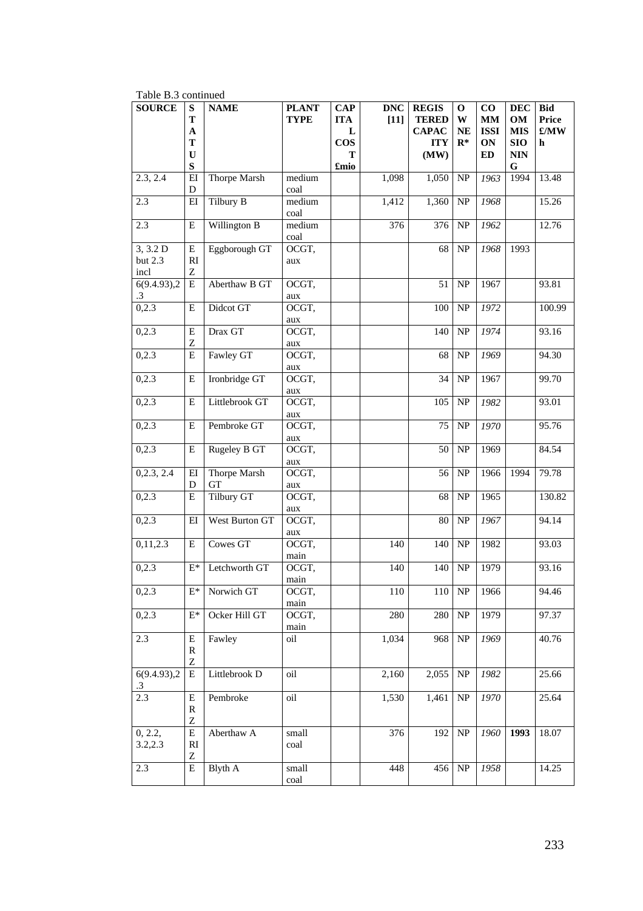Table B.3 continued

| SOURCE | STATUS | NAME | PLANT TYPE | CAPITAL COST £mio | DNC [11] | REGISTERED CAPACITY (MW) | OWNER* | COMMISSIONED | DECOMMISSIONING | Bid Price £/MWh |
|---|---|---|---|---|---|---|---|---|---|---|
| 2.3, 2.4 | EID | Thorpe Marsh | medium coal | | 1,098 | 1,050 | NP | *1963* | 1994 | 13.48 |
| 2.3 | EI | Tilbury B | medium coal | | 1,412 | 1,360 | NP | *1968* | | 15.26 |
| 2.3 | E | Willington B | medium coal | | 376 | 376 | NP | *1962* | | 12.76 |
| 3, 3.2 D but 2.3 incl | ERIZ | Eggborough GT | OCGT, aux | | | 68 | NP | *1968* | 1993 | |
| 6(9.4.93),2.3 | E | Aberthaw B GT | OCGT, aux | | | 51 | NP | 1967 | | 93.81 |
| 0,2.3 | E | Didcot GT | OCGT, aux | | | 100 | NP | *1972* | | 100.99 |
| 0,2.3 | EZ | Drax GT | OCGT, aux | | | 140 | NP | *1974* | | 93.16 |
| 0,2.3 | E | Fawley GT | OCGT, aux | | | 68 | NP | *1969* | | 94.30 |
| 0,2.3 | E | Ironbridge GT | OCGT, aux | | | 34 | NP | 1967 | | 99.70 |
| 0,2.3 | E | Littlebrook GT | OCGT, aux | | | 105 | NP | *1982* | | 93.01 |
| 0,2.3 | E | Pembroke GT | OCGT, aux | | | 75 | NP | *1970* | | 95.76 |
| 0,2.3 | E | Rugeley B GT | OCGT, aux | | | 50 | NP | 1969 | | 84.54 |
| 0,2.3, 2.4 | EID | Thorpe Marsh GT | OCGT, aux | | | 56 | NP | 1966 | 1994 | 79.78 |
| 0,2.3 | E | Tilbury GT | OCGT, aux | | | 68 | NP | 1965 | | 130.82 |
| 0,2.3 | EI | West Burton GT | OCGT, aux | | | 80 | NP | *1967* | | 94.14 |
| 0,11,2.3 | E | Cowes GT | OCGT, main | | 140 | 140 | NP | 1982 | | 93.03 |
| 0,2.3 | E* | Letchworth GT | OCGT, main | | 140 | 140 | NP | 1979 | | 93.16 |
| 0,2.3 | E* | Norwich GT | OCGT, main | | 110 | 110 | NP | 1966 | | 94.46 |
| 0,2.3 | E* | Ocker Hill GT | OCGT, main | | 280 | 280 | NP | 1979 | | 97.37 |
| 2.3 | ERZ | Fawley | oil | | 1,034 | 968 | NP | *1969* | | 40.76 |
| 6(9.4.93),2.3 | E | Littlebrook D | oil | | 2,160 | 2,055 | NP | *1982* | | 25.66 |
| 2.3 | ERZ | Pembroke | oil | | 1,530 | 1,461 | NP | *1970* | | 25.64 |
| 0, 2.2, 3.2,2.3 | ERIZ | Aberthaw A | small coal | | 376 | 192 | NP | *1960* | **1993** | 18.07 |
| 2.3 | E | Blyth A | small coal | | 448 | 456 | NP | *1958* | | 14.25 |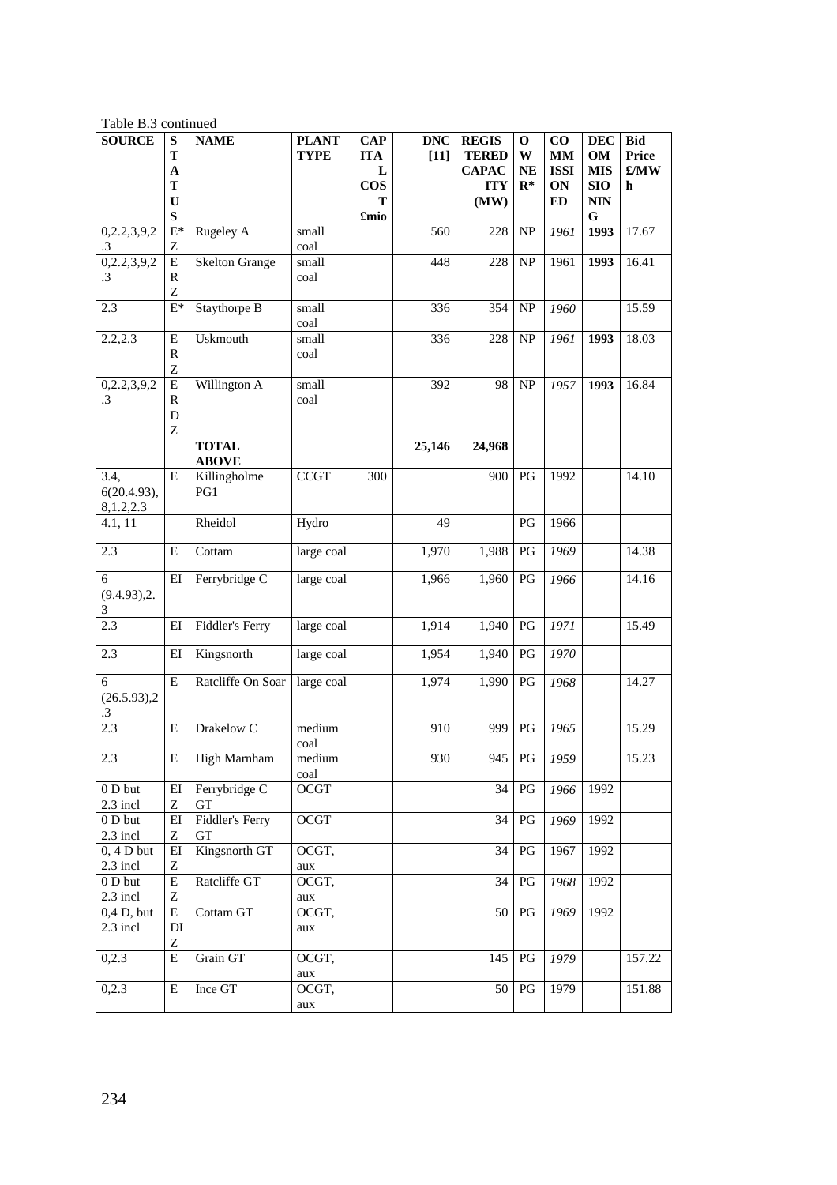Table B.3 continued

| SOURCE | STATUS | NAME | PLANT TYPE | CAPITAL COST £mio | DNC [11] | REGISTERED CAPACITY (MW) | OWNER* | COMMISSIONED | DECOMMISSIONING | Bid Price £/MWh |
|---|---|---|---|---|---|---|---|---|---|---|
| 0,2.2,3,9,2.3 | E*Z | Rugeley A | small coal | | 560 | 228 | NP | *1961* | **1993** | 17.67 |
| 0,2.2,3,9,2.3 | ERZ | Skelton Grange | small coal | | 448 | 228 | NP | 1961 | **1993** | 16.41 |
| 2.3 | E* | Staythorpe B | small coal | | 336 | 354 | NP | *1960* | | 15.59 |
| 2.2,2.3 | ERZ | Uskmouth | small coal | | 336 | 228 | NP | *1961* | **1993** | 18.03 |
| 0,2.2,3,9,2.3 | ERDZ | Willington A | small coal | | 392 | 98 | NP | *1957* | **1993** | 16.84 |
| | | **TOTAL ABOVE** | | | **25,146** | **24,968** | | | | |
| 3.4, 6(20.4.93), 8,1.2,2.3 | E | Killingholme PG1 | CCGT | 300 | | 900 | PG | 1992 | | 14.10 |
| 4.1, 11 | | Rheidol | Hydro | | 49 | | PG | 1966 | | |
| 2.3 | E | Cottam | large coal | | 1,970 | 1,988 | PG | *1969* | | 14.38 |
| 6 (9.4.93),2.3 | EI | Ferrybridge C | large coal | | 1,966 | 1,960 | PG | *1966* | | 14.16 |
| 2.3 | EI | Fiddler's Ferry | large coal | | 1,914 | 1,940 | PG | *1971* | | 15.49 |
| 2.3 | EI | Kingsnorth | large coal | | 1,954 | 1,940 | PG | *1970* | | |
| 6 (26.5.93),2.3 | E | Ratcliffe On Soar | large coal | | 1,974 | 1,990 | PG | *1968* | | 14.27 |
| 2.3 | E | Drakelow C | medium coal | | 910 | 999 | PG | *1965* | | 15.29 |
| 2.3 | E | High Marnham | medium coal | | 930 | 945 | PG | *1959* | | 15.23 |
| 0 D but 2.3 incl | EIZ | Ferrybridge C GT | OCGT | | | 34 | PG | *1966* | 1992 | |
| 0 D but 2.3 incl | EIZ | Fiddler's Ferry GT | OCGT | | | 34 | PG | *1969* | 1992 | |
| 0, 4 D but 2.3 incl | EIZ | Kingsnorth GT | OCGT, aux | | | 34 | PG | 1967 | 1992 | |
| 0 D but 2.3 incl | EZ | Ratcliffe GT | OCGT, aux | | | 34 | PG | *1968* | 1992 | |
| 0,4 D, but 2.3 incl | EDIZ | Cottam GT | OCGT, aux | | | 50 | PG | *1969* | 1992 | |
| 0,2.3 | E | Grain GT | OCGT, aux | | | 145 | PG | *1979* | | 157.22 |
| 0,2.3 | E | Ince GT | OCGT, aux | | | 50 | PG | 1979 | | 151.88 |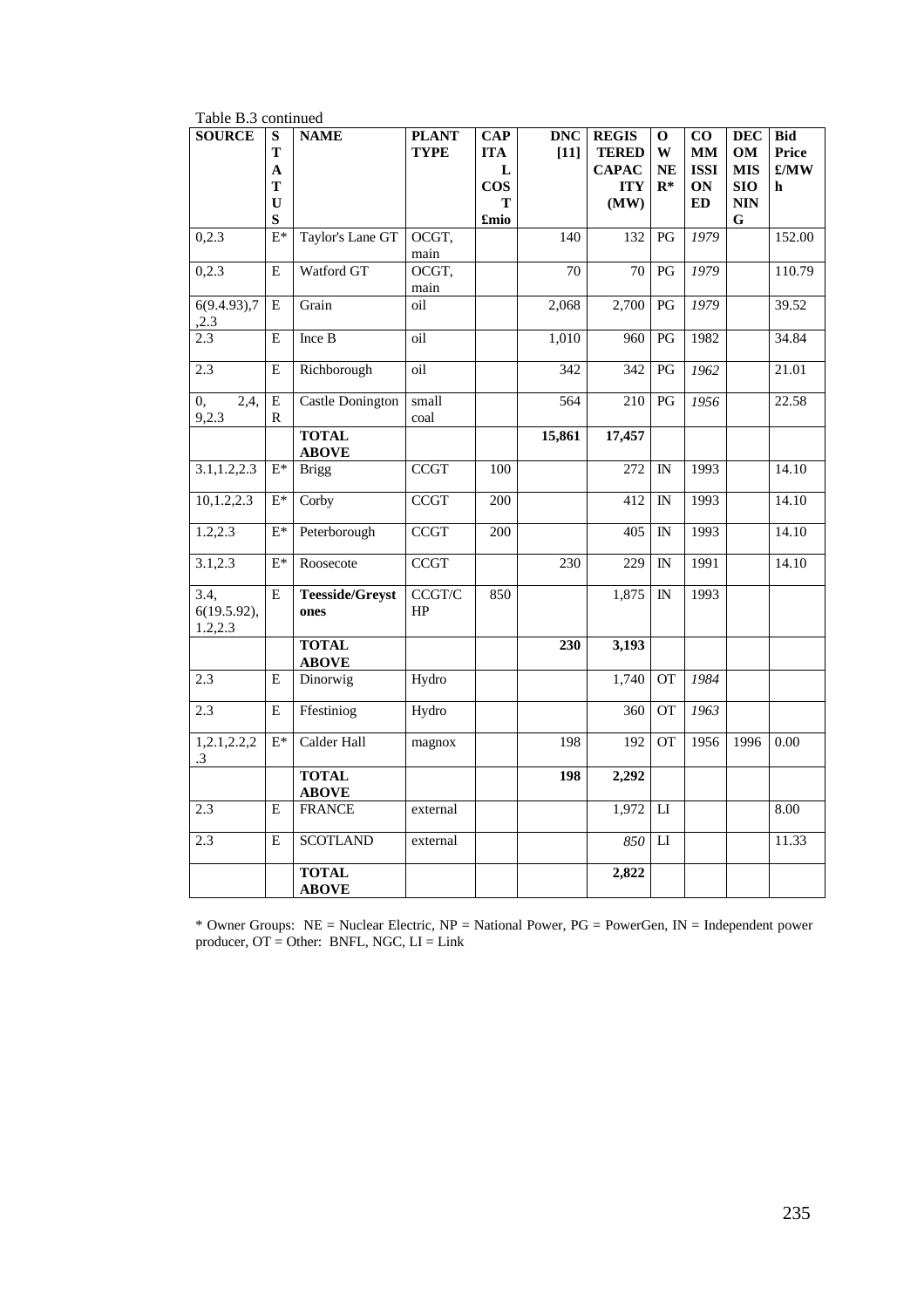Table B.3 continued

| SOURCE | STATUS | NAME | PLANT TYPE | CAPITAL COST £mio | DNC [11] | REGISTERED CAPACITY (MW) | OWNER* | COMMISSIONED | DECOMMISSIONING | Bid Price £/MWh |
|---|---|---|---|---|---|---|---|---|---|---|
| 0,2.3 | E* | Taylor's Lane GT | OCGT, main | | 140 | 132 | PG | *1979* | | 152.00 |
| 0,2.3 | E | Watford GT | OCGT, main | | 70 | 70 | PG | *1979* | | 110.79 |
| 6(9.4.93),7,2.3 | E | Grain | oil | | 2,068 | 2,700 | PG | *1979* | | 39.52 |
| 2.3 | E | Ince B | oil | | 1,010 | 960 | PG | 1982 | | 34.84 |
| 2.3 | E | Richborough | oil | | 342 | 342 | PG | *1962* | | 21.01 |
| 0, 2,4, 9,2.3 | ER | Castle Donington | small coal | | 564 | 210 | PG | *1956* | | 22.58 |
| | | **TOTAL ABOVE** | | | **15,861** | **17,457** | | | | |
| 3.1,1.2,2.3 | E* | Brigg | CCGT | 100 | | 272 | IN | 1993 | | 14.10 |
| 10,1.2,2.3 | E* | Corby | CCGT | 200 | | 412 | IN | 1993 | | 14.10 |
| 1.2,2.3 | E* | Peterborough | CCGT | 200 | | 405 | IN | 1993 | | 14.10 |
| 3.1,2.3 | E* | Roosecote | CCGT | | 230 | 229 | IN | 1991 | | 14.10 |
| 3.4, 6(19.5.92), 1.2,2.3 | E | **Teesside/Greystones** | CCGT/CHP | 850 | | 1,875 | IN | 1993 | | |
| | | **TOTAL ABOVE** | | | **230** | **3,193** | | | | |
| 2.3 | E | Dinorwig | Hydro | | | 1,740 | OT | *1984* | | |
| 2.3 | E | Ffestiniog | Hydro | | | 360 | OT | *1963* | | |
| 1,2.1,2.2,2.3 | E* | Calder Hall | magnox | | 198 | 192 | OT | 1956 | 1996 | 0.00 |
| | | **TOTAL ABOVE** | | | **198** | **2,292** | | | | |
| 2.3 | E | FRANCE | external | | | 1,972 | LI | | | 8.00 |
| 2.3 | E | SCOTLAND | external | | | *850* | LI | | | 11.33 |
| | | **TOTAL ABOVE** | | | | **2,822** | | | | |

* Owner Groups: NE = Nuclear Electric, NP = National Power, PG = PowerGen, IN = Independent power producer, OT = Other: BNFL, NGC, LI = Link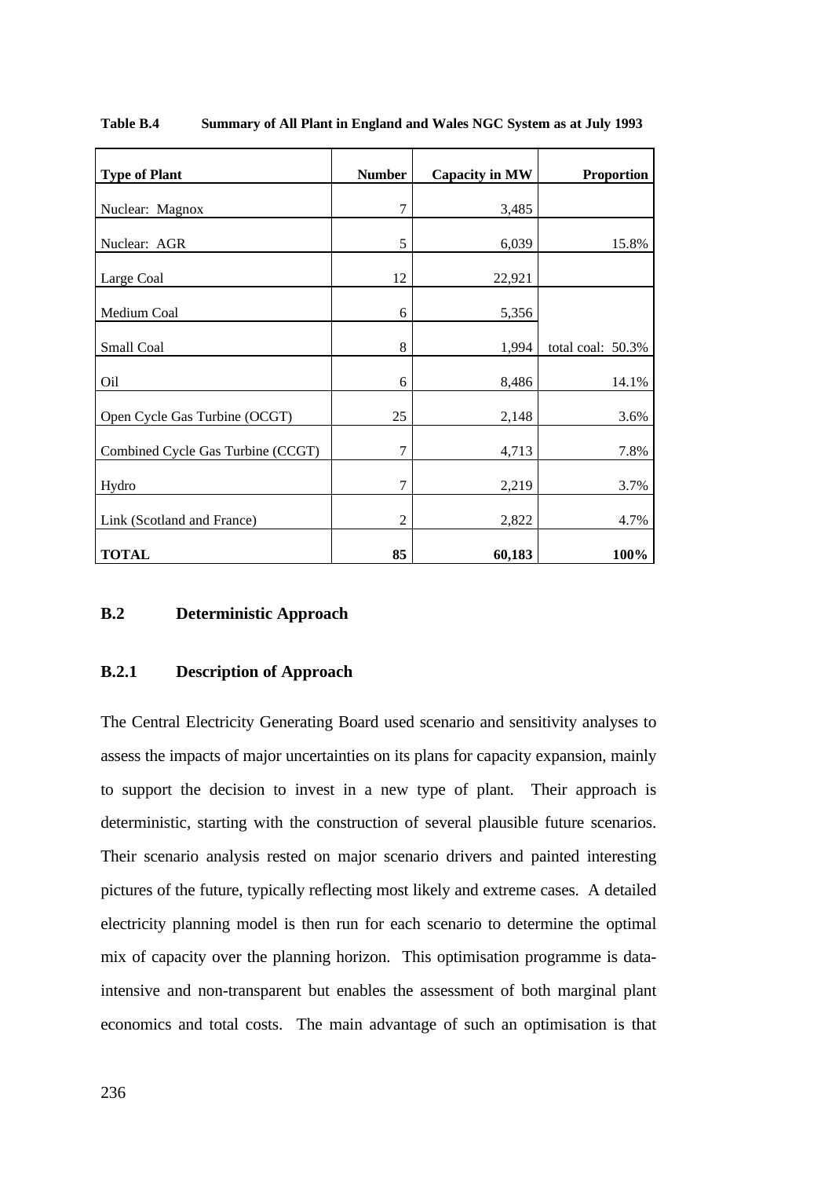**Table B.4 Summary of All Plant in England and Wales NGC System as at July 1993**

| Type of Plant | Number | Capacity in MW | Proportion |
|---|---|---|---|
| Nuclear: Magnox | 7 | 3,485 | |
| Nuclear: AGR | 5 | 6,039 | 15.8% |
| Large Coal | 12 | 22,921 | |
| Medium Coal | 6 | 5,356 | |
| Small Coal | 8 | 1,994 | total coal: 50.3% |
| Oil | 6 | 8,486 | 14.1% |
| Open Cycle Gas Turbine (OCGT) | 25 | 2,148 | 3.6% |
| Combined Cycle Gas Turbine (CCGT) | 7 | 4,713 | 7.8% |
| Hydro | 7 | 2,219 | 3.7% |
| Link (Scotland and France) | 2 | 2,822 | 4.7% |
| **TOTAL** | **85** | **60,183** | **100%** |

## B.2 Deterministic Approach

### B.2.1 Description of Approach

The Central Electricity Generating Board used scenario and sensitivity analyses to assess the impacts of major uncertainties on its plans for capacity expansion, mainly to support the decision to invest in a new type of plant. Their approach is deterministic, starting with the construction of several plausible future scenarios. Their scenario analysis rested on major scenario drivers and painted interesting pictures of the future, typically reflecting most likely and extreme cases. A detailed electricity planning model is then run for each scenario to determine the optimal mix of capacity over the planning horizon. This optimisation programme is data-intensive and non-transparent but enables the assessment of both marginal plant economics and total costs. The main advantage of such an optimisation is that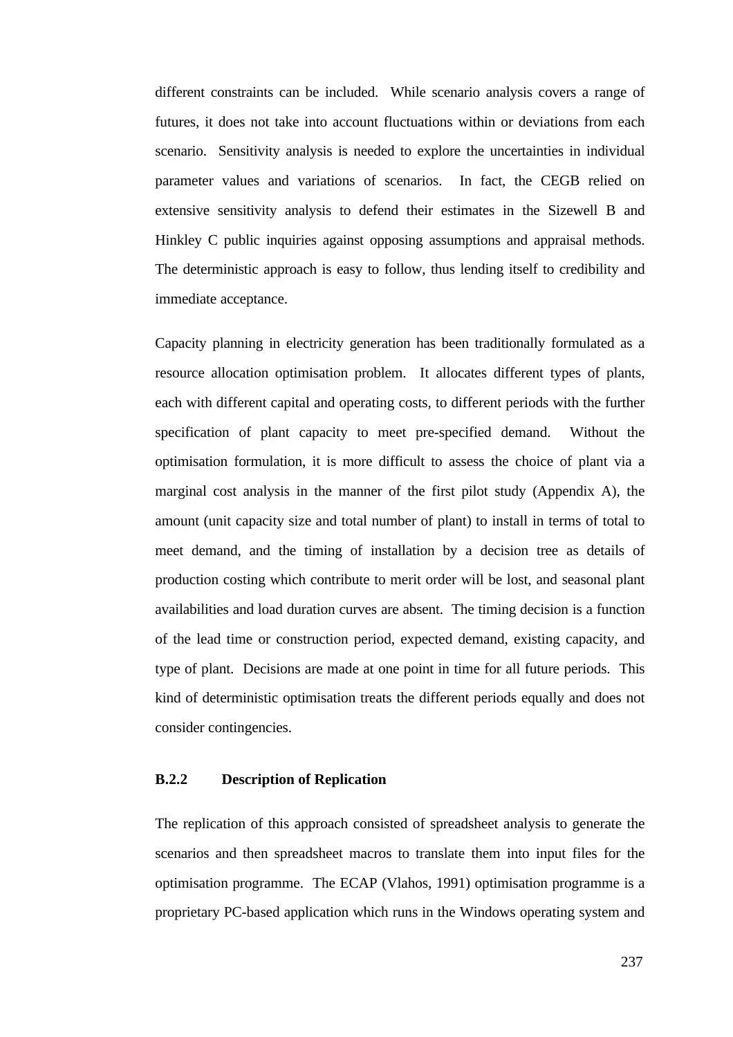different constraints can be included. While scenario analysis covers a range of futures, it does not take into account fluctuations within or deviations from each scenario. Sensitivity analysis is needed to explore the uncertainties in individual parameter values and variations of scenarios. In fact, the CEGB relied on extensive sensitivity analysis to defend their estimates in the Sizewell B and Hinkley C public inquiries against opposing assumptions and appraisal methods. The deterministic approach is easy to follow, thus lending itself to credibility and immediate acceptance.

Capacity planning in electricity generation has been traditionally formulated as a resource allocation optimisation problem. It allocates different types of plants, each with different capital and operating costs, to different periods with the further specification of plant capacity to meet pre-specified demand. Without the optimisation formulation, it is more difficult to assess the choice of plant via a marginal cost analysis in the manner of the first pilot study (Appendix A), the amount (unit capacity size and total number of plant) to install in terms of total to meet demand, and the timing of installation by a decision tree as details of production costing which contribute to merit order will be lost, and seasonal plant availabilities and load duration curves are absent. The timing decision is a function of the lead time or construction period, expected demand, existing capacity, and type of plant. Decisions are made at one point in time for all future periods. This kind of deterministic optimisation treats the different periods equally and does not consider contingencies.

### B.2.2 Description of Replication

The replication of this approach consisted of spreadsheet analysis to generate the scenarios and then spreadsheet macros to translate them into input files for the optimisation programme. The ECAP (Vlahos, 1991) optimisation programme is a proprietary PC-based application which runs in the Windows operating system and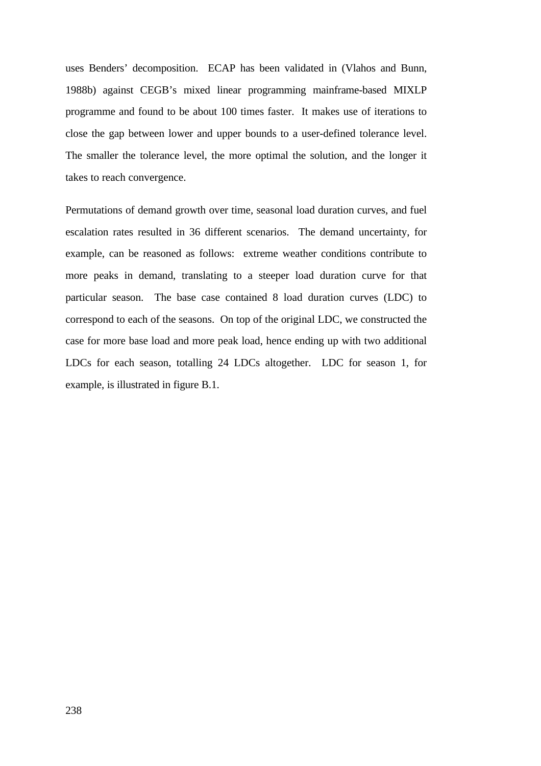uses Benders' decomposition. ECAP has been validated in (Vlahos and Bunn, 1988b) against CEGB's mixed linear programming mainframe-based MIXLP programme and found to be about 100 times faster. It makes use of iterations to close the gap between lower and upper bounds to a user-defined tolerance level. The smaller the tolerance level, the more optimal the solution, and the longer it takes to reach convergence.

Permutations of demand growth over time, seasonal load duration curves, and fuel escalation rates resulted in 36 different scenarios. The demand uncertainty, for example, can be reasoned as follows: extreme weather conditions contribute to more peaks in demand, translating to a steeper load duration curve for that particular season. The base case contained 8 load duration curves (LDC) to correspond to each of the seasons. On top of the original LDC, we constructed the case for more base load and more peak load, hence ending up with two additional LDCs for each season, totalling 24 LDCs altogether. LDC for season 1, for example, is illustrated in figure B.1.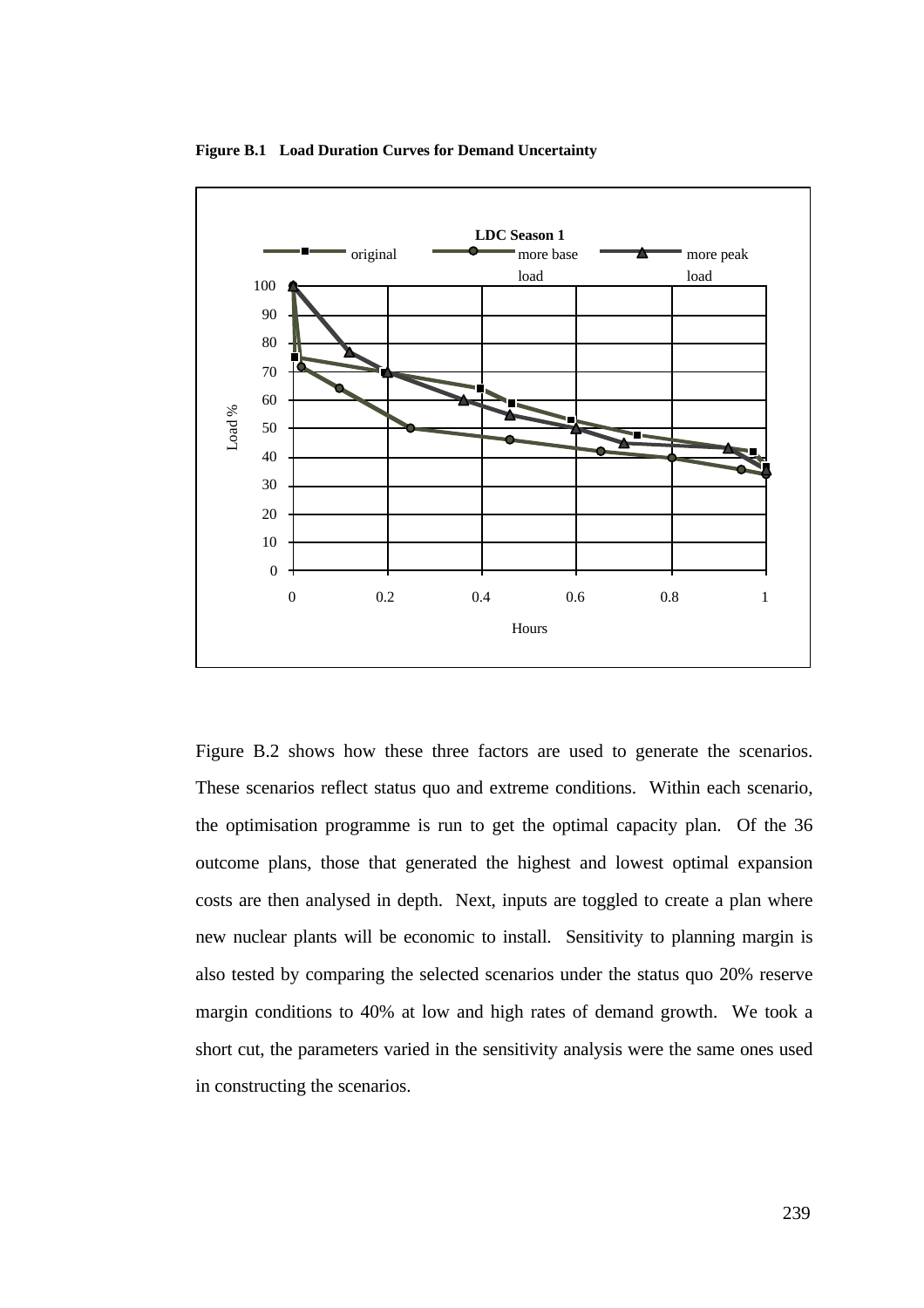**Figure B.1 Load Duration Curves for Demand Uncertainty**

Figure B.2 shows how these three factors are used to generate the scenarios. These scenarios reflect status quo and extreme conditions. Within each scenario, the optimisation programme is run to get the optimal capacity plan. Of the 36 outcome plans, those that generated the highest and lowest optimal expansion costs are then analysed in depth. Next, inputs are toggled to create a plan where new nuclear plants will be economic to install. Sensitivity to planning margin is also tested by comparing the selected scenarios under the status quo 20% reserve margin conditions to 40% at low and high rates of demand growth. We took a short cut, the parameters varied in the sensitivity analysis were the same ones used in constructing the scenarios.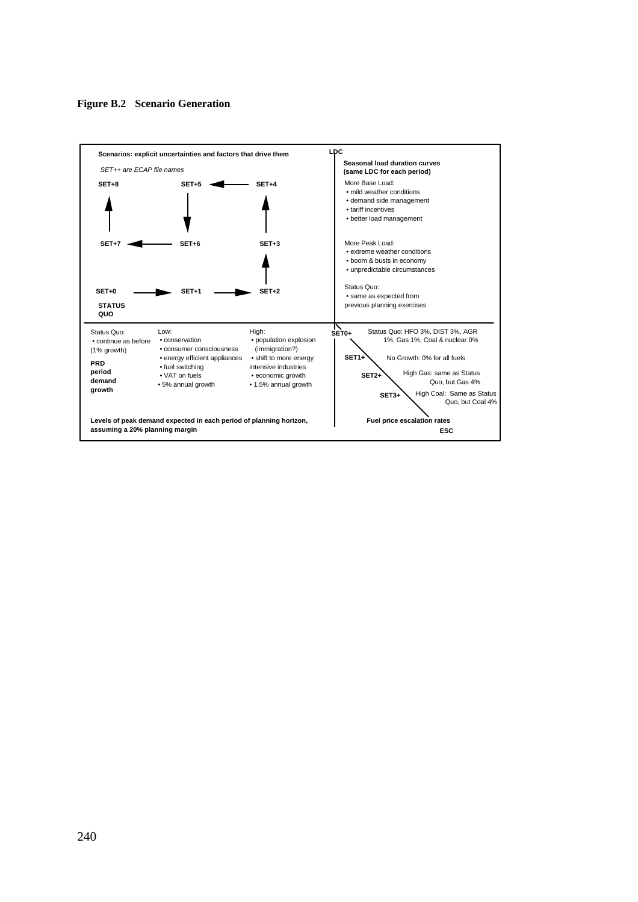**Figure B.2 Scenario Generation**

**Scenarios: explicit uncertainties and factors that drive them**

*SET++ are ECAP file names*

**SET+8** ← ... **SET+5** ← **SET+4**

**SET+7** ← **SET+6** ... **SET+3**

**SET+0** → **SET+1** → **SET+2**

**STATUS QUO**

**LDC**

**Seasonal load duration curves (same LDC for each period)**

More Base Load:
- mild weather conditions
- demand side management
- tariff incentives
- better load management

More Peak Load:
- extreme weather conditions
- boom & busts in economy
- unpredictable circumstances

Status Quo:
- same as expected from previous planning exercises

Status Quo:
- continue as before (1% growth)

**PRD period demand growth**

Low:
- conservation
- consumer consciousness
- energy efficient appliances
- fuel switching
- VAT on fuels
- 5% annual growth

High:
- population explosion (immigration?)
- shift to more energy intensive industries
- economic growth
- 1.5% annual growth

**Levels of peak demand expected in each period of planning horizon, assuming a 20% planning margin**

**SET0+** Status Quo: HFO 3%, DIST 3%, AGR 1%, Gas 1%, Coal & nuclear 0%

**SET1+** No Growth: 0% for all fuels

**SET2+** High Gas: same as Status Quo, but Gas 4%

**SET3+** High Coal: Same as Status Quo, but Coal 4%

**Fuel price escalation rates**

**ESC**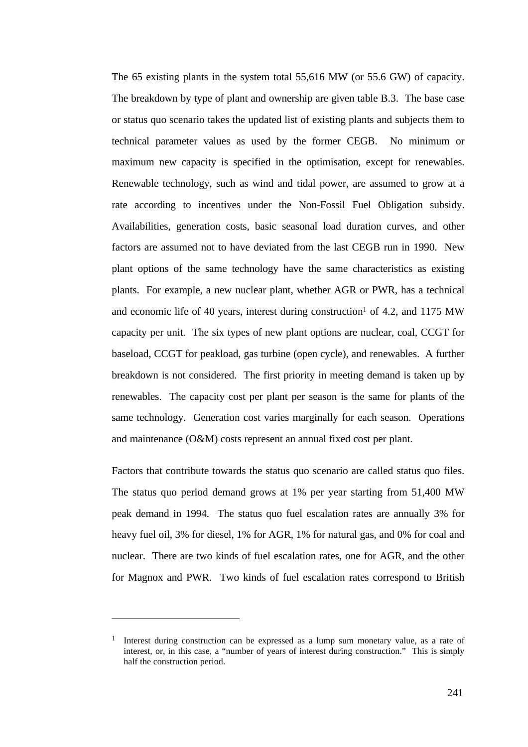The 65 existing plants in the system total 55,616 MW (or 55.6 GW) of capacity. The breakdown by type of plant and ownership are given table B.3. The base case or status quo scenario takes the updated list of existing plants and subjects them to technical parameter values as used by the former CEGB. No minimum or maximum new capacity is specified in the optimisation, except for renewables. Renewable technology, such as wind and tidal power, are assumed to grow at a rate according to incentives under the Non-Fossil Fuel Obligation subsidy. Availabilities, generation costs, basic seasonal load duration curves, and other factors are assumed not to have deviated from the last CEGB run in 1990. New plant options of the same technology have the same characteristics as existing plants. For example, a new nuclear plant, whether AGR or PWR, has a technical and economic life of 40 years, interest during construction[1] of 4.2, and 1175 MW capacity per unit. The six types of new plant options are nuclear, coal, CCGT for baseload, CCGT for peakload, gas turbine (open cycle), and renewables. A further breakdown is not considered. The first priority in meeting demand is taken up by renewables. The capacity cost per plant per season is the same for plants of the same technology. Generation cost varies marginally for each season. Operations and maintenance (O&M) costs represent an annual fixed cost per plant.

Factors that contribute towards the status quo scenario are called status quo files. The status quo period demand grows at 1% per year starting from 51,400 MW peak demand in 1994. The status quo fuel escalation rates are annually 3% for heavy fuel oil, 3% for diesel, 1% for AGR, 1% for natural gas, and 0% for coal and nuclear. There are two kinds of fuel escalation rates, one for AGR, and the other for Magnox and PWR. Two kinds of fuel escalation rates correspond to British

---

[1] Interest during construction can be expressed as a lump sum monetary value, as a rate of interest, or, in this case, a "number of years of interest during construction." This is simply half the construction period.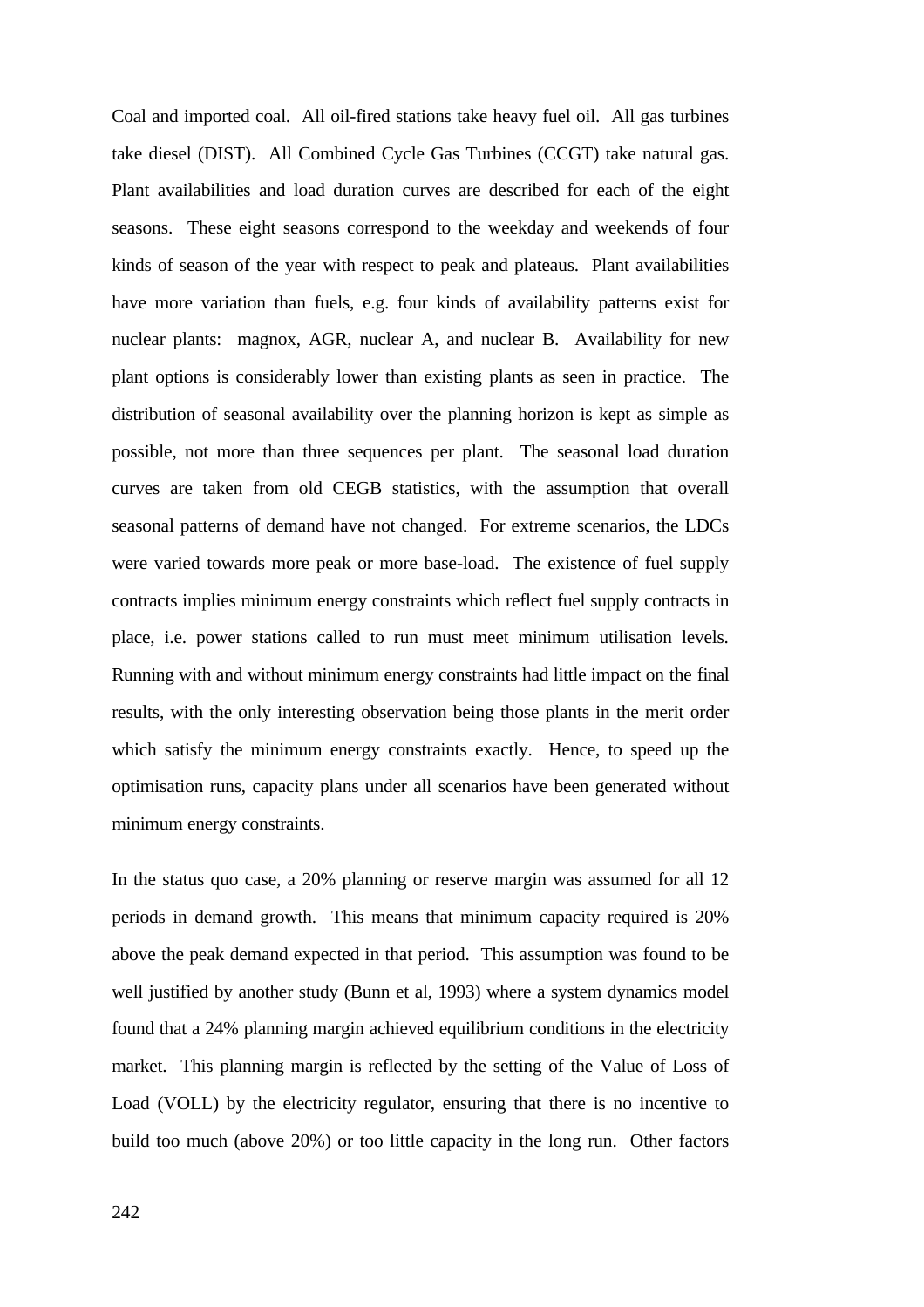Coal and imported coal. All oil-fired stations take heavy fuel oil. All gas turbines take diesel (DIST). All Combined Cycle Gas Turbines (CCGT) take natural gas. Plant availabilities and load duration curves are described for each of the eight seasons. These eight seasons correspond to the weekday and weekends of four kinds of season of the year with respect to peak and plateaus. Plant availabilities have more variation than fuels, e.g. four kinds of availability patterns exist for nuclear plants: magnox, AGR, nuclear A, and nuclear B. Availability for new plant options is considerably lower than existing plants as seen in practice. The distribution of seasonal availability over the planning horizon is kept as simple as possible, not more than three sequences per plant. The seasonal load duration curves are taken from old CEGB statistics, with the assumption that overall seasonal patterns of demand have not changed. For extreme scenarios, the LDCs were varied towards more peak or more base-load. The existence of fuel supply contracts implies minimum energy constraints which reflect fuel supply contracts in place, i.e. power stations called to run must meet minimum utilisation levels. Running with and without minimum energy constraints had little impact on the final results, with the only interesting observation being those plants in the merit order which satisfy the minimum energy constraints exactly. Hence, to speed up the optimisation runs, capacity plans under all scenarios have been generated without minimum energy constraints.

In the status quo case, a 20% planning or reserve margin was assumed for all 12 periods in demand growth. This means that minimum capacity required is 20% above the peak demand expected in that period. This assumption was found to be well justified by another study (Bunn et al, 1993) where a system dynamics model found that a 24% planning margin achieved equilibrium conditions in the electricity market. This planning margin is reflected by the setting of the Value of Loss of Load (VOLL) by the electricity regulator, ensuring that there is no incentive to build too much (above 20%) or too little capacity in the long run. Other factors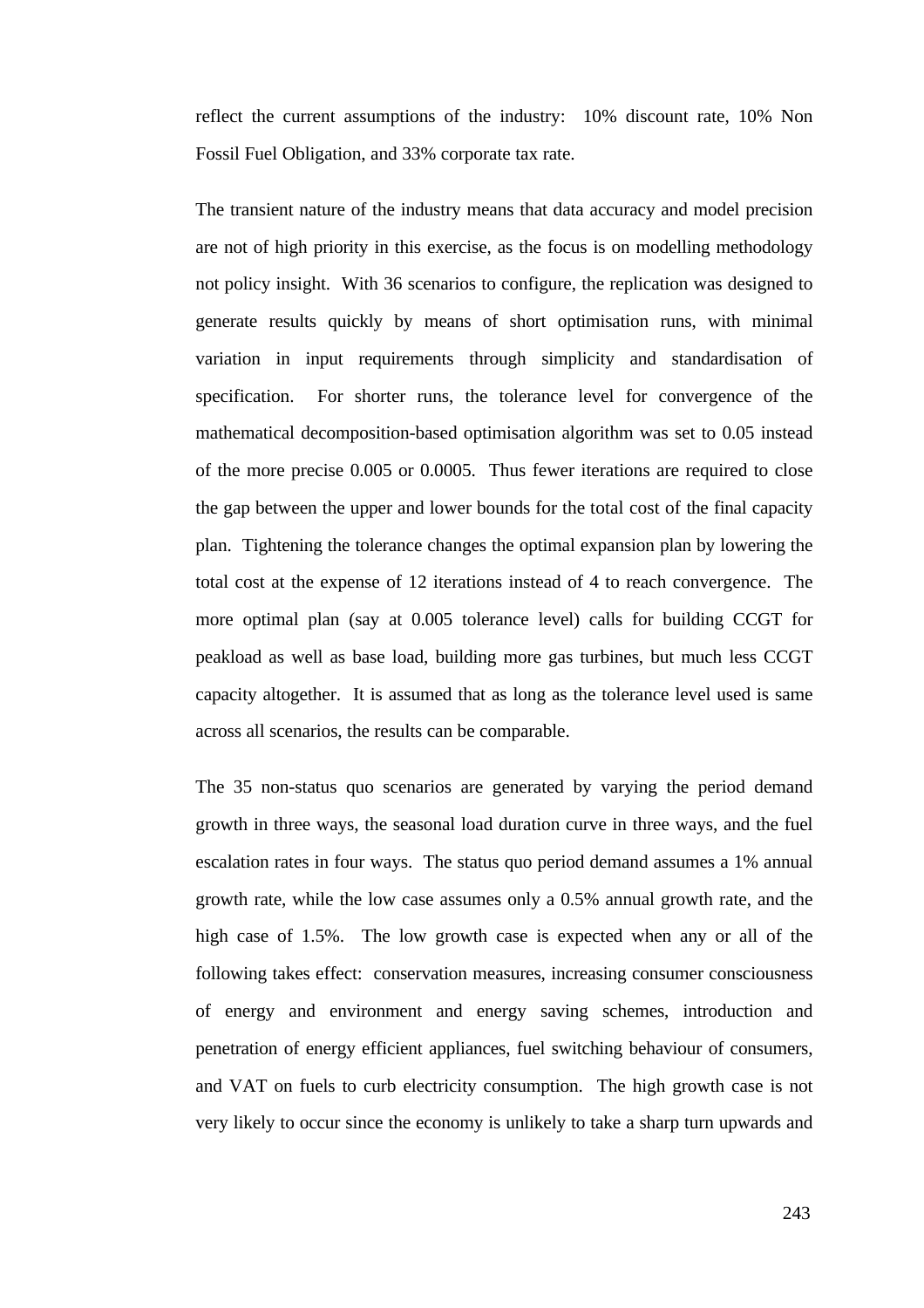reflect the current assumptions of the industry: 10% discount rate, 10% Non Fossil Fuel Obligation, and 33% corporate tax rate.

The transient nature of the industry means that data accuracy and model precision are not of high priority in this exercise, as the focus is on modelling methodology not policy insight. With 36 scenarios to configure, the replication was designed to generate results quickly by means of short optimisation runs, with minimal variation in input requirements through simplicity and standardisation of specification. For shorter runs, the tolerance level for convergence of the mathematical decomposition-based optimisation algorithm was set to 0.05 instead of the more precise 0.005 or 0.0005. Thus fewer iterations are required to close the gap between the upper and lower bounds for the total cost of the final capacity plan. Tightening the tolerance changes the optimal expansion plan by lowering the total cost at the expense of 12 iterations instead of 4 to reach convergence. The more optimal plan (say at 0.005 tolerance level) calls for building CCGT for peakload as well as base load, building more gas turbines, but much less CCGT capacity altogether. It is assumed that as long as the tolerance level used is same across all scenarios, the results can be comparable.

The 35 non-status quo scenarios are generated by varying the period demand growth in three ways, the seasonal load duration curve in three ways, and the fuel escalation rates in four ways. The status quo period demand assumes a 1% annual growth rate, while the low case assumes only a 0.5% annual growth rate, and the high case of 1.5%. The low growth case is expected when any or all of the following takes effect: conservation measures, increasing consumer consciousness of energy and environment and energy saving schemes, introduction and penetration of energy efficient appliances, fuel switching behaviour of consumers, and VAT on fuels to curb electricity consumption. The high growth case is not very likely to occur since the economy is unlikely to take a sharp turn upwards and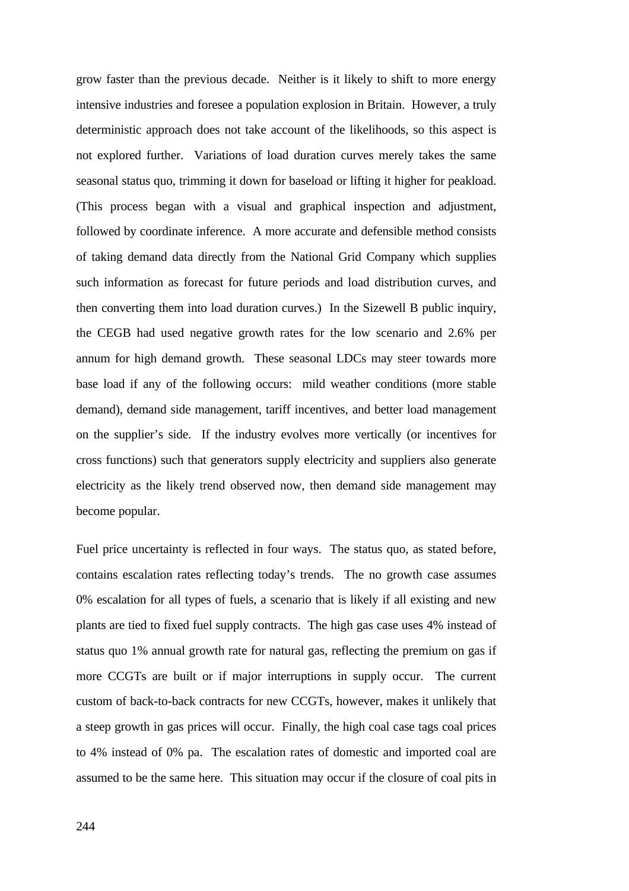grow faster than the previous decade. Neither is it likely to shift to more energy intensive industries and foresee a population explosion in Britain. However, a truly deterministic approach does not take account of the likelihoods, so this aspect is not explored further. Variations of load duration curves merely takes the same seasonal status quo, trimming it down for baseload or lifting it higher for peakload. (This process began with a visual and graphical inspection and adjustment, followed by coordinate inference. A more accurate and defensible method consists of taking demand data directly from the National Grid Company which supplies such information as forecast for future periods and load distribution curves, and then converting them into load duration curves.) In the Sizewell B public inquiry, the CEGB had used negative growth rates for the low scenario and 2.6% per annum for high demand growth. These seasonal LDCs may steer towards more base load if any of the following occurs: mild weather conditions (more stable demand), demand side management, tariff incentives, and better load management on the supplier's side. If the industry evolves more vertically (or incentives for cross functions) such that generators supply electricity and suppliers also generate electricity as the likely trend observed now, then demand side management may become popular.

Fuel price uncertainty is reflected in four ways. The status quo, as stated before, contains escalation rates reflecting today's trends. The no growth case assumes 0% escalation for all types of fuels, a scenario that is likely if all existing and new plants are tied to fixed fuel supply contracts. The high gas case uses 4% instead of status quo 1% annual growth rate for natural gas, reflecting the premium on gas if more CCGTs are built or if major interruptions in supply occur. The current custom of back-to-back contracts for new CCGTs, however, makes it unlikely that a steep growth in gas prices will occur. Finally, the high coal case tags coal prices to 4% instead of 0% pa. The escalation rates of domestic and imported coal are assumed to be the same here. This situation may occur if the closure of coal pits in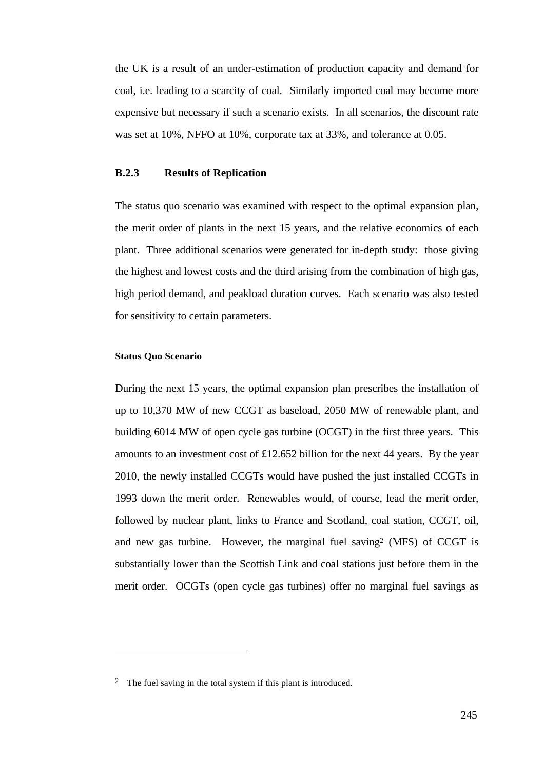the UK is a result of an under-estimation of production capacity and demand for coal, i.e. leading to a scarcity of coal. Similarly imported coal may become more expensive but necessary if such a scenario exists. In all scenarios, the discount rate was set at 10%, NFFO at 10%, corporate tax at 33%, and tolerance at 0.05.

### B.2.3 Results of Replication

The status quo scenario was examined with respect to the optimal expansion plan, the merit order of plants in the next 15 years, and the relative economics of each plant. Three additional scenarios were generated for in-depth study: those giving the highest and lowest costs and the third arising from the combination of high gas, high period demand, and peakload duration curves. Each scenario was also tested for sensitivity to certain parameters.

#### Status Quo Scenario

During the next 15 years, the optimal expansion plan prescribes the installation of up to 10,370 MW of new CCGT as baseload, 2050 MW of renewable plant, and building 6014 MW of open cycle gas turbine (OCGT) in the first three years. This amounts to an investment cost of £12.652 billion for the next 44 years. By the year 2010, the newly installed CCGTs would have pushed the just installed CCGTs in 1993 down the merit order. Renewables would, of course, lead the merit order, followed by nuclear plant, links to France and Scotland, coal station, CCGT, oil, and new gas turbine. However, the marginal fuel saving[2] (MFS) of CCGT is substantially lower than the Scottish Link and coal stations just before them in the merit order. OCGTs (open cycle gas turbines) offer no marginal fuel savings as

---

[2] The fuel saving in the total system if this plant is introduced.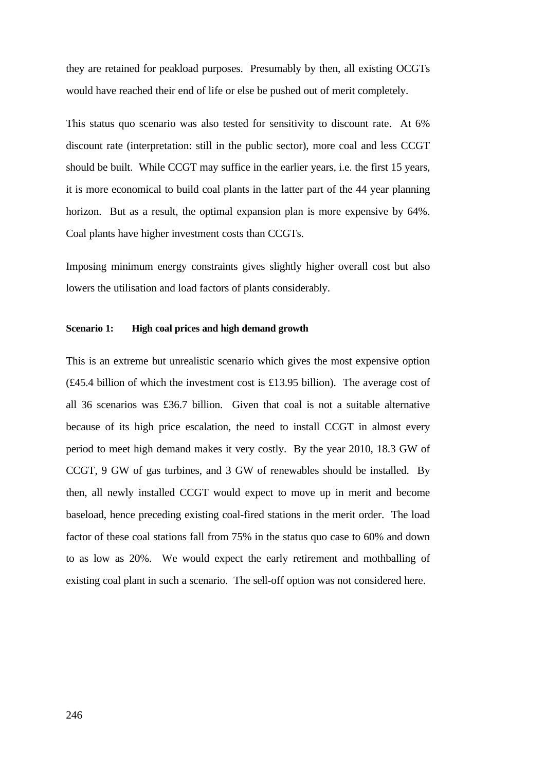they are retained for peakload purposes. Presumably by then, all existing OCGTs would have reached their end of life or else be pushed out of merit completely.

This status quo scenario was also tested for sensitivity to discount rate. At 6% discount rate (interpretation: still in the public sector), more coal and less CCGT should be built. While CCGT may suffice in the earlier years, i.e. the first 15 years, it is more economical to build coal plants in the latter part of the 44 year planning horizon. But as a result, the optimal expansion plan is more expensive by 64%. Coal plants have higher investment costs than CCGTs.

Imposing minimum energy constraints gives slightly higher overall cost but also lowers the utilisation and load factors of plants considerably.

**Scenario 1: High coal prices and high demand growth**

This is an extreme but unrealistic scenario which gives the most expensive option (£45.4 billion of which the investment cost is £13.95 billion). The average cost of all 36 scenarios was £36.7 billion. Given that coal is not a suitable alternative because of its high price escalation, the need to install CCGT in almost every period to meet high demand makes it very costly. By the year 2010, 18.3 GW of CCGT, 9 GW of gas turbines, and 3 GW of renewables should be installed. By then, all newly installed CCGT would expect to move up in merit and become baseload, hence preceding existing coal-fired stations in the merit order. The load factor of these coal stations fall from 75% in the status quo case to 60% and down to as low as 20%. We would expect the early retirement and mothballing of existing coal plant in such a scenario. The sell-off option was not considered here.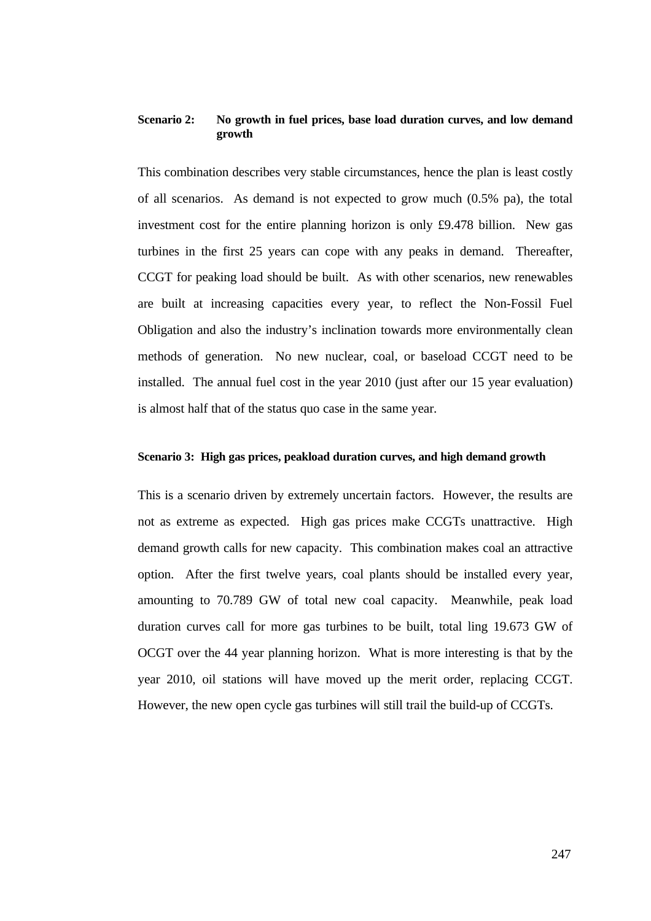**Scenario 2: No growth in fuel prices, base load duration curves, and low demand growth**

This combination describes very stable circumstances, hence the plan is least costly of all scenarios. As demand is not expected to grow much (0.5% pa), the total investment cost for the entire planning horizon is only £9.478 billion. New gas turbines in the first 25 years can cope with any peaks in demand. Thereafter, CCGT for peaking load should be built. As with other scenarios, new renewables are built at increasing capacities every year, to reflect the Non-Fossil Fuel Obligation and also the industry's inclination towards more environmentally clean methods of generation. No new nuclear, coal, or baseload CCGT need to be installed. The annual fuel cost in the year 2010 (just after our 15 year evaluation) is almost half that of the status quo case in the same year.

**Scenario 3: High gas prices, peakload duration curves, and high demand growth**

This is a scenario driven by extremely uncertain factors. However, the results are not as extreme as expected. High gas prices make CCGTs unattractive. High demand growth calls for new capacity. This combination makes coal an attractive option. After the first twelve years, coal plants should be installed every year, amounting to 70.789 GW of total new coal capacity. Meanwhile, peak load duration curves call for more gas turbines to be built, total ling 19.673 GW of OCGT over the 44 year planning horizon. What is more interesting is that by the year 2010, oil stations will have moved up the merit order, replacing CCGT. However, the new open cycle gas turbines will still trail the build-up of CCGTs.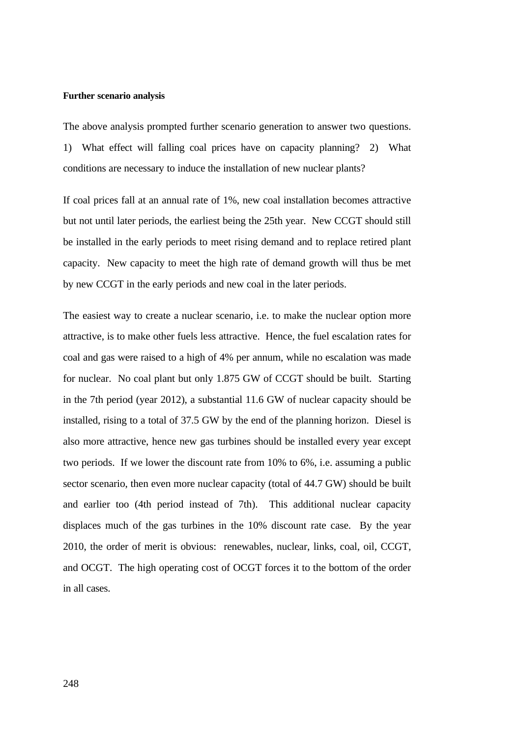**Further scenario analysis**

The above analysis prompted further scenario generation to answer two questions. 1) What effect will falling coal prices have on capacity planning? 2) What conditions are necessary to induce the installation of new nuclear plants?

If coal prices fall at an annual rate of 1%, new coal installation becomes attractive but not until later periods, the earliest being the 25th year. New CCGT should still be installed in the early periods to meet rising demand and to replace retired plant capacity. New capacity to meet the high rate of demand growth will thus be met by new CCGT in the early periods and new coal in the later periods.

The easiest way to create a nuclear scenario, i.e. to make the nuclear option more attractive, is to make other fuels less attractive. Hence, the fuel escalation rates for coal and gas were raised to a high of 4% per annum, while no escalation was made for nuclear. No coal plant but only 1.875 GW of CCGT should be built. Starting in the 7th period (year 2012), a substantial 11.6 GW of nuclear capacity should be installed, rising to a total of 37.5 GW by the end of the planning horizon. Diesel is also more attractive, hence new gas turbines should be installed every year except two periods. If we lower the discount rate from 10% to 6%, i.e. assuming a public sector scenario, then even more nuclear capacity (total of 44.7 GW) should be built and earlier too (4th period instead of 7th). This additional nuclear capacity displaces much of the gas turbines in the 10% discount rate case. By the year 2010, the order of merit is obvious: renewables, nuclear, links, coal, oil, CCGT, and OCGT. The high operating cost of OCGT forces it to the bottom of the order in all cases.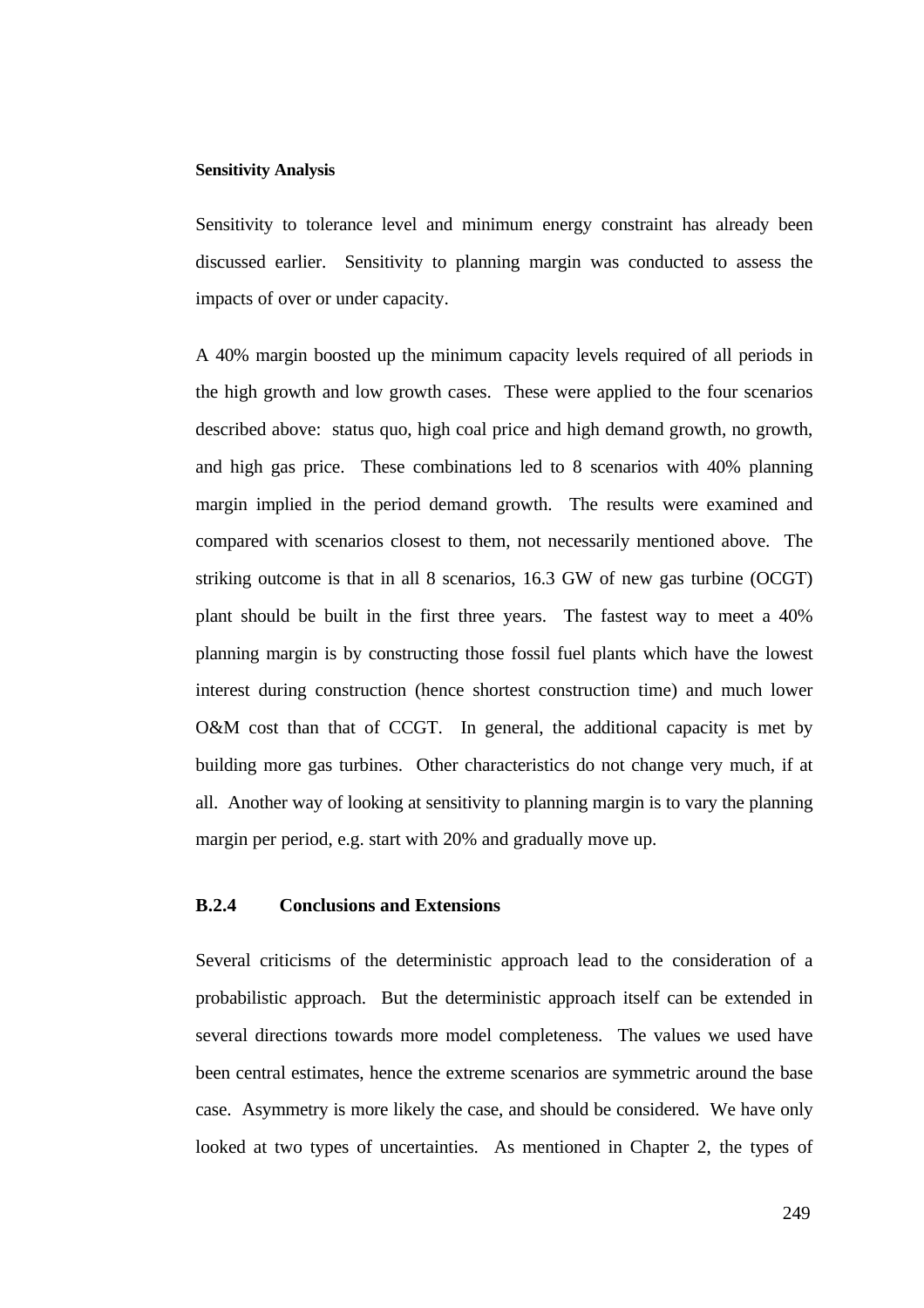**Sensitivity Analysis**

Sensitivity to tolerance level and minimum energy constraint has already been discussed earlier. Sensitivity to planning margin was conducted to assess the impacts of over or under capacity.

A 40% margin boosted up the minimum capacity levels required of all periods in the high growth and low growth cases. These were applied to the four scenarios described above: status quo, high coal price and high demand growth, no growth, and high gas price. These combinations led to 8 scenarios with 40% planning margin implied in the period demand growth. The results were examined and compared with scenarios closest to them, not necessarily mentioned above. The striking outcome is that in all 8 scenarios, 16.3 GW of new gas turbine (OCGT) plant should be built in the first three years. The fastest way to meet a 40% planning margin is by constructing those fossil fuel plants which have the lowest interest during construction (hence shortest construction time) and much lower O&M cost than that of CCGT. In general, the additional capacity is met by building more gas turbines. Other characteristics do not change very much, if at all. Another way of looking at sensitivity to planning margin is to vary the planning margin per period, e.g. start with 20% and gradually move up.

### B.2.4 Conclusions and Extensions

Several criticisms of the deterministic approach lead to the consideration of a probabilistic approach. But the deterministic approach itself can be extended in several directions towards more model completeness. The values we used have been central estimates, hence the extreme scenarios are symmetric around the base case. Asymmetry is more likely the case, and should be considered. We have only looked at two types of uncertainties. As mentioned in Chapter 2, the types of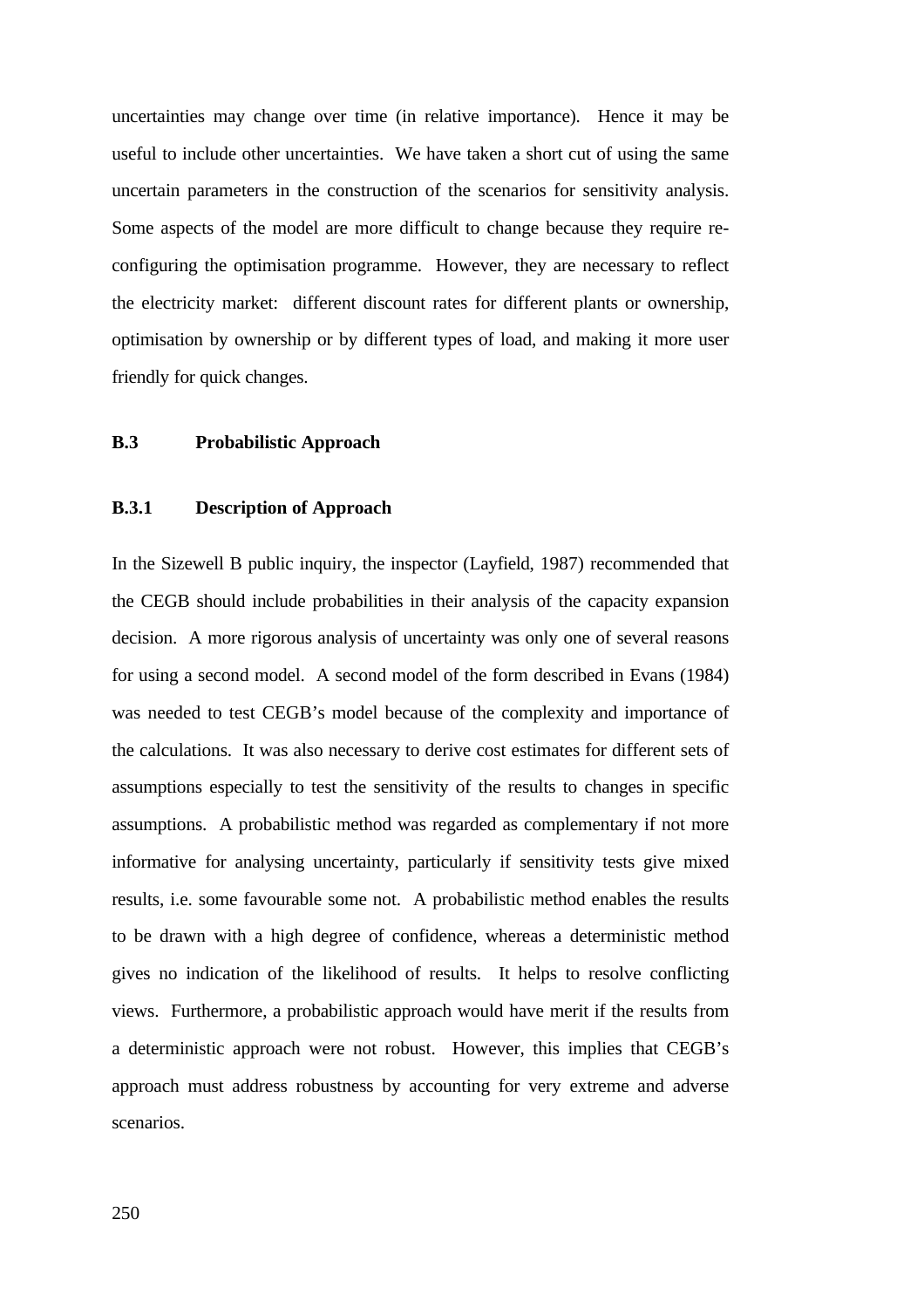uncertainties may change over time (in relative importance). Hence it may be useful to include other uncertainties. We have taken a short cut of using the same uncertain parameters in the construction of the scenarios for sensitivity analysis. Some aspects of the model are more difficult to change because they require re-configuring the optimisation programme. However, they are necessary to reflect the electricity market: different discount rates for different plants or ownership, optimisation by ownership or by different types of load, and making it more user friendly for quick changes.

## B.3 Probabilistic Approach

### B.3.1 Description of Approach

In the Sizewell B public inquiry, the inspector (Layfield, 1987) recommended that the CEGB should include probabilities in their analysis of the capacity expansion decision. A more rigorous analysis of uncertainty was only one of several reasons for using a second model. A second model of the form described in Evans (1984) was needed to test CEGB's model because of the complexity and importance of the calculations. It was also necessary to derive cost estimates for different sets of assumptions especially to test the sensitivity of the results to changes in specific assumptions. A probabilistic method was regarded as complementary if not more informative for analysing uncertainty, particularly if sensitivity tests give mixed results, i.e. some favourable some not. A probabilistic method enables the results to be drawn with a high degree of confidence, whereas a deterministic method gives no indication of the likelihood of results. It helps to resolve conflicting views. Furthermore, a probabilistic approach would have merit if the results from a deterministic approach were not robust. However, this implies that CEGB's approach must address robustness by accounting for very extreme and adverse scenarios.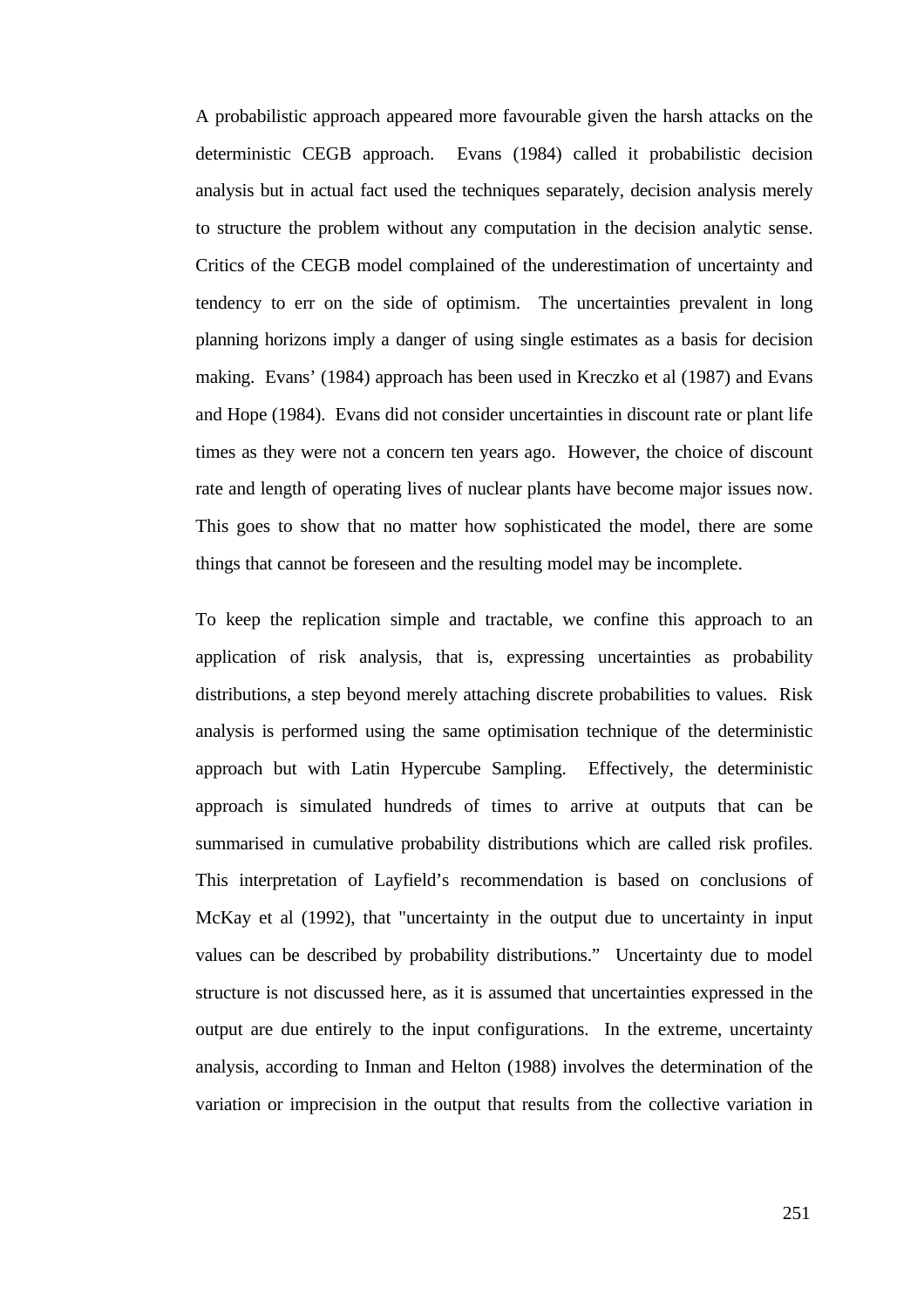A probabilistic approach appeared more favourable given the harsh attacks on the deterministic CEGB approach.  Evans (1984) called it probabilistic decision analysis but in actual fact used the techniques separately, decision analysis merely to structure the problem without any computation in the decision analytic sense. Critics of the CEGB model complained of the underestimation of uncertainty and tendency to err on the side of optimism.  The uncertainties prevalent in long planning horizons imply a danger of using single estimates as a basis for decision making.  Evans' (1984) approach has been used in Kreczko et al (1987) and Evans and Hope (1984).  Evans did not consider uncertainties in discount rate or plant life times as they were not a concern ten years ago.  However, the choice of discount rate and length of operating lives of nuclear plants have become major issues now. This goes to show that no matter how sophisticated the model, there are some things that cannot be foreseen and the resulting model may be incomplete.

To keep the replication simple and tractable, we confine this approach to an application of risk analysis, that is, expressing uncertainties as probability distributions, a step beyond merely attaching discrete probabilities to values.  Risk analysis is performed using the same optimisation technique of the deterministic approach but with Latin Hypercube Sampling.  Effectively, the deterministic approach is simulated hundreds of times to arrive at outputs that can be summarised in cumulative probability distributions which are called risk profiles. This interpretation of Layfield's recommendation is based on conclusions of McKay et al (1992), that "uncertainty in the output due to uncertainty in input values can be described by probability distributions."  Uncertainty due to model structure is not discussed here, as it is assumed that uncertainties expressed in the output are due entirely to the input configurations.  In the extreme, uncertainty analysis, according to Inman and Helton (1988) involves the determination of the variation or imprecision in the output that results from the collective variation in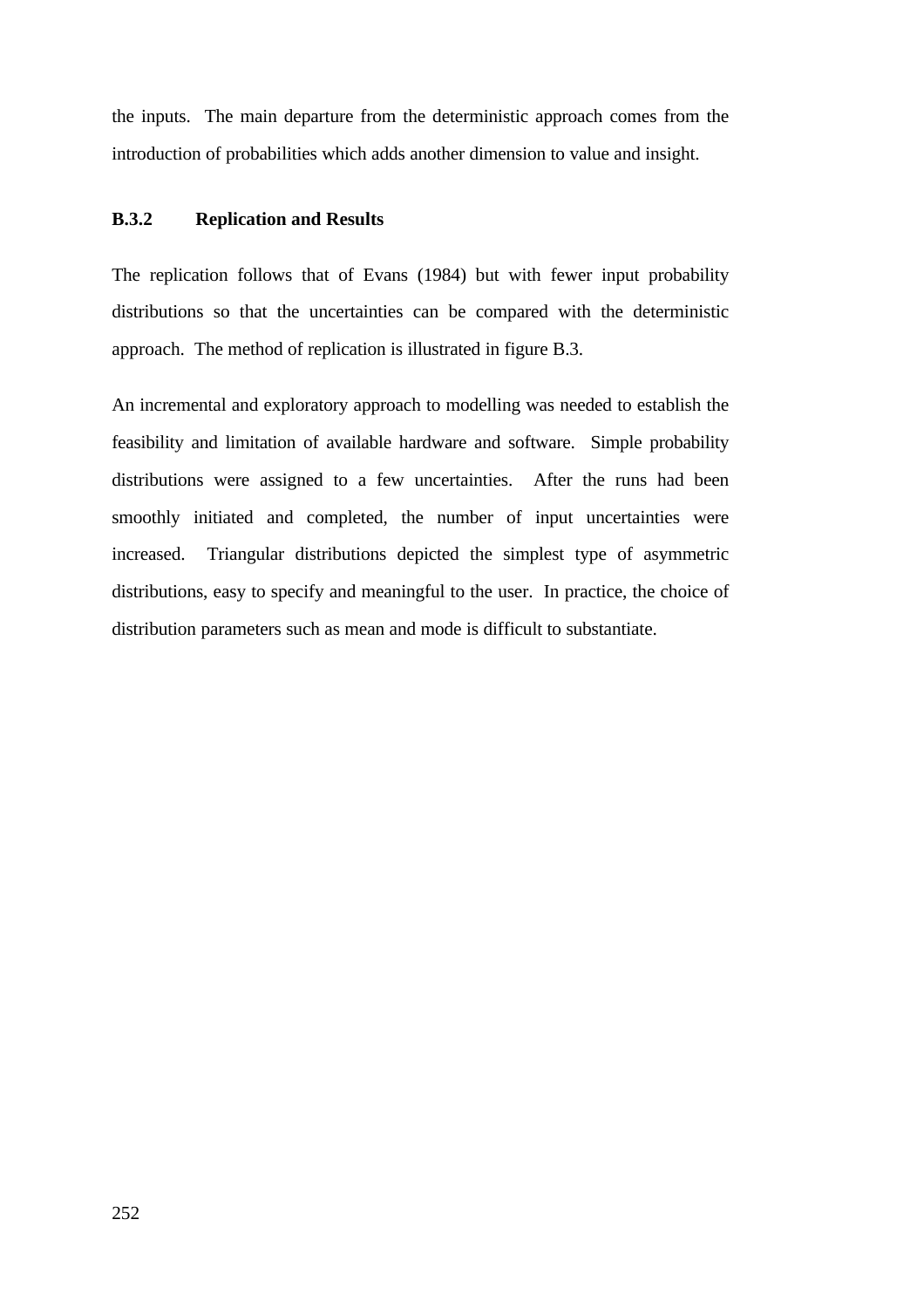the inputs. The main departure from the deterministic approach comes from the introduction of probabilities which adds another dimension to value and insight.

### B.3.2 Replication and Results

The replication follows that of Evans (1984) but with fewer input probability distributions so that the uncertainties can be compared with the deterministic approach. The method of replication is illustrated in figure B.3.

An incremental and exploratory approach to modelling was needed to establish the feasibility and limitation of available hardware and software. Simple probability distributions were assigned to a few uncertainties. After the runs had been smoothly initiated and completed, the number of input uncertainties were increased. Triangular distributions depicted the simplest type of asymmetric distributions, easy to specify and meaningful to the user. In practice, the choice of distribution parameters such as mean and mode is difficult to substantiate.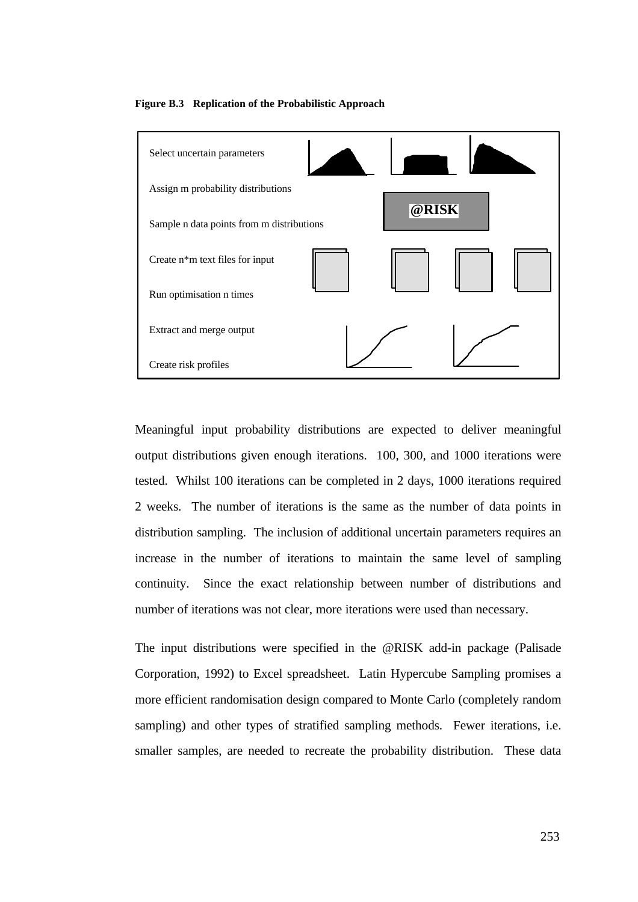**Figure B.3 Replication of the Probabilistic Approach**

Select uncertain parameters

Assign m probability distributions

Sample n data points from m distributions

@RISK

Create n*m text files for input

Run optimisation n times

Extract and merge output

Create risk profiles

Meaningful input probability distributions are expected to deliver meaningful output distributions given enough iterations. 100, 300, and 1000 iterations were tested. Whilst 100 iterations can be completed in 2 days, 1000 iterations required 2 weeks. The number of iterations is the same as the number of data points in distribution sampling. The inclusion of additional uncertain parameters requires an increase in the number of iterations to maintain the same level of sampling continuity. Since the exact relationship between number of distributions and number of iterations was not clear, more iterations were used than necessary.

The input distributions were specified in the @RISK add-in package (Palisade Corporation, 1992) to Excel spreadsheet. Latin Hypercube Sampling promises a more efficient randomisation design compared to Monte Carlo (completely random sampling) and other types of stratified sampling methods. Fewer iterations, i.e. smaller samples, are needed to recreate the probability distribution. These data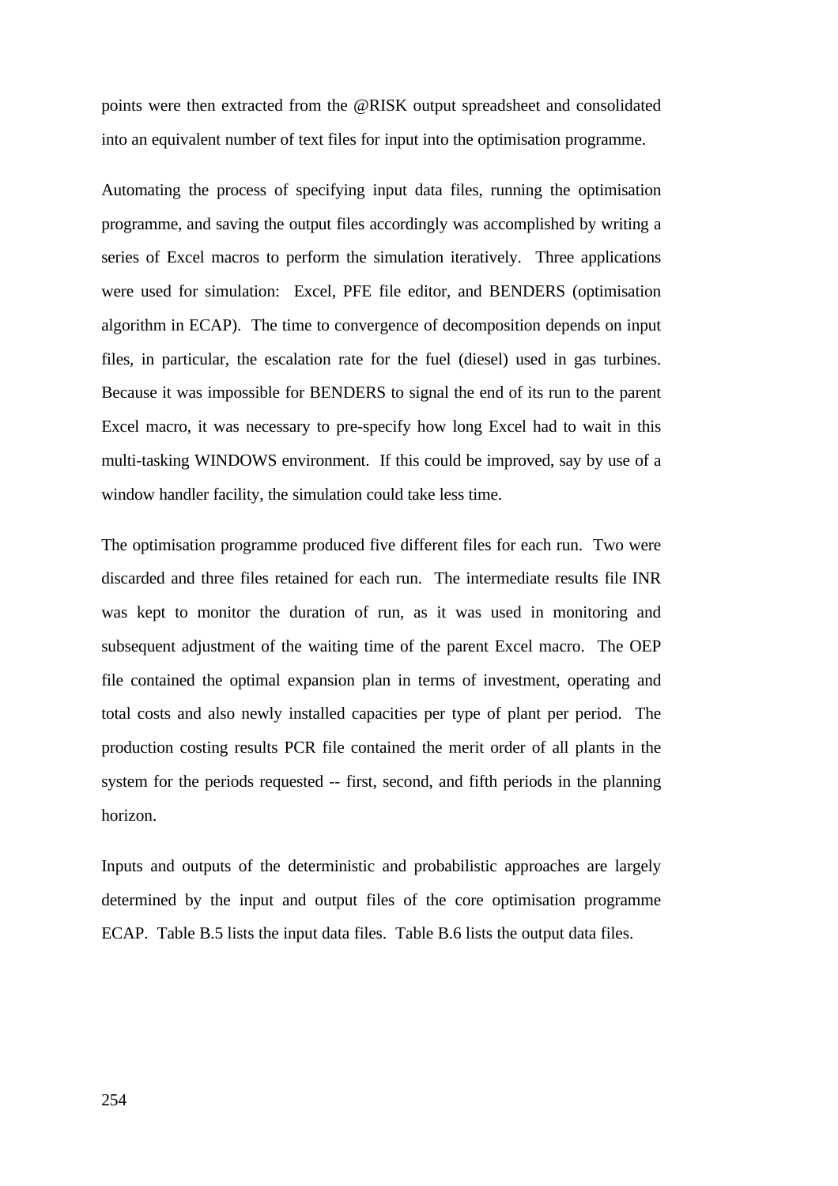points were then extracted from the @RISK output spreadsheet and consolidated into an equivalent number of text files for input into the optimisation programme.

Automating the process of specifying input data files, running the optimisation programme, and saving the output files accordingly was accomplished by writing a series of Excel macros to perform the simulation iteratively. Three applications were used for simulation: Excel, PFE file editor, and BENDERS (optimisation algorithm in ECAP). The time to convergence of decomposition depends on input files, in particular, the escalation rate for the fuel (diesel) used in gas turbines. Because it was impossible for BENDERS to signal the end of its run to the parent Excel macro, it was necessary to pre-specify how long Excel had to wait in this multi-tasking WINDOWS environment. If this could be improved, say by use of a window handler facility, the simulation could take less time.

The optimisation programme produced five different files for each run. Two were discarded and three files retained for each run. The intermediate results file INR was kept to monitor the duration of run, as it was used in monitoring and subsequent adjustment of the waiting time of the parent Excel macro. The OEP file contained the optimal expansion plan in terms of investment, operating and total costs and also newly installed capacities per type of plant per period. The production costing results PCR file contained the merit order of all plants in the system for the periods requested -- first, second, and fifth periods in the planning horizon.

Inputs and outputs of the deterministic and probabilistic approaches are largely determined by the input and output files of the core optimisation programme ECAP. Table B.5 lists the input data files. Table B.6 lists the output data files.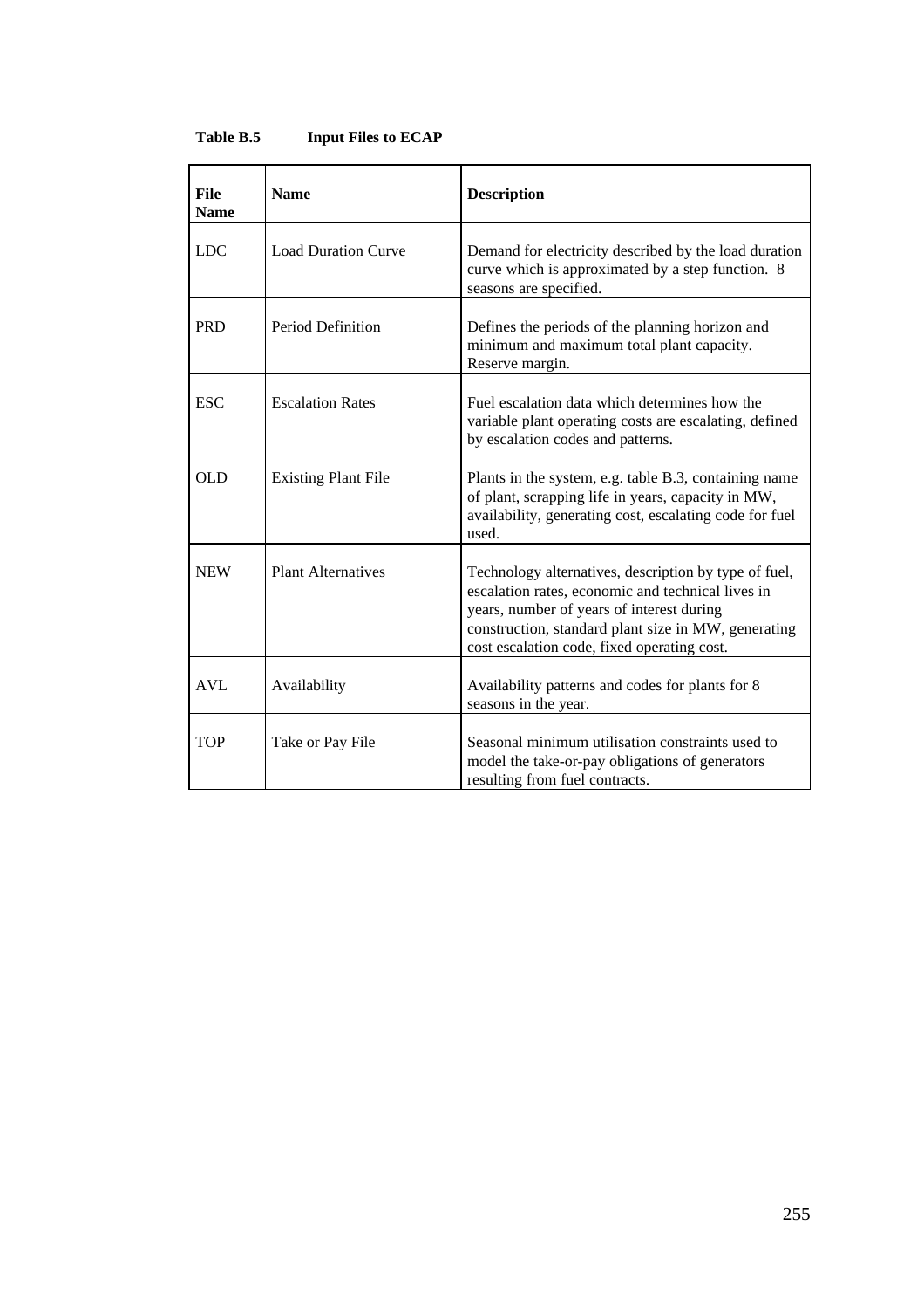**Table B.5 Input Files to ECAP**

| File Name | Name | Description |
| --- | --- | --- |
| LDC | Load Duration Curve | Demand for electricity described by the load duration curve which is approximated by a step function. 8 seasons are specified. |
| PRD | Period Definition | Defines the periods of the planning horizon and minimum and maximum total plant capacity. Reserve margin. |
| ESC | Escalation Rates | Fuel escalation data which determines how the variable plant operating costs are escalating, defined by escalation codes and patterns. |
| OLD | Existing Plant File | Plants in the system, e.g. table B.3, containing name of plant, scrapping life in years, capacity in MW, availability, generating cost, escalating code for fuel used. |
| NEW | Plant Alternatives | Technology alternatives, description by type of fuel, escalation rates, economic and technical lives in years, number of years of interest during construction, standard plant size in MW, generating cost escalation code, fixed operating cost. |
| AVL | Availability | Availability patterns and codes for plants for 8 seasons in the year. |
| TOP | Take or Pay File | Seasonal minimum utilisation constraints used to model the take-or-pay obligations of generators resulting from fuel contracts. |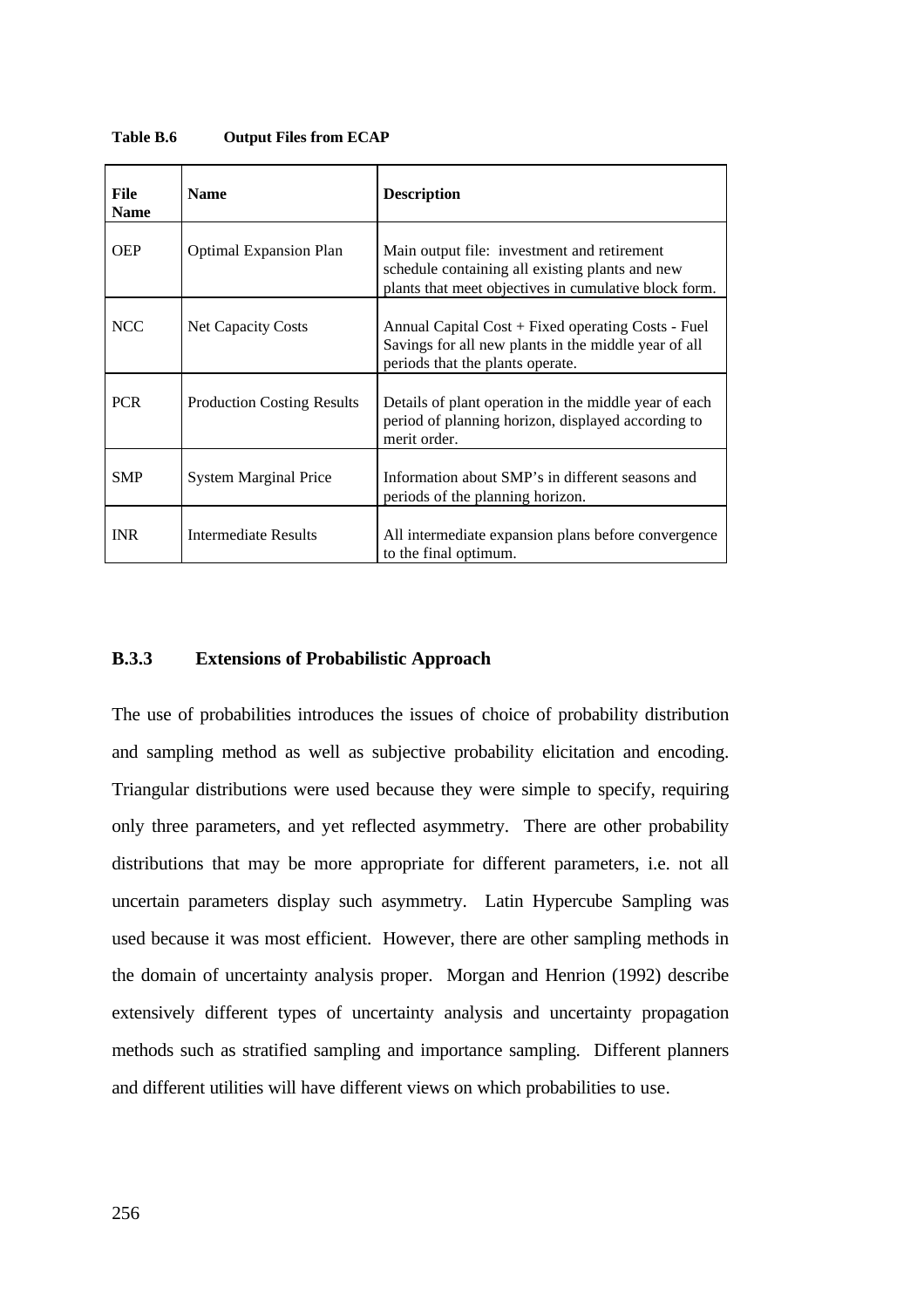**Table B.6 Output Files from ECAP**

| File Name | Name | Description |
|---|---|---|
| OEP | Optimal Expansion Plan | Main output file: investment and retirement schedule containing all existing plants and new plants that meet objectives in cumulative block form. |
| NCC | Net Capacity Costs | Annual Capital Cost + Fixed operating Costs - Fuel Savings for all new plants in the middle year of all periods that the plants operate. |
| PCR | Production Costing Results | Details of plant operation in the middle year of each period of planning horizon, displayed according to merit order. |
| SMP | System Marginal Price | Information about SMP's in different seasons and periods of the planning horizon. |
| INR | Intermediate Results | All intermediate expansion plans before convergence to the final optimum. |

### B.3.3 Extensions of Probabilistic Approach

The use of probabilities introduces the issues of choice of probability distribution and sampling method as well as subjective probability elicitation and encoding. Triangular distributions were used because they were simple to specify, requiring only three parameters, and yet reflected asymmetry. There are other probability distributions that may be more appropriate for different parameters, i.e. not all uncertain parameters display such asymmetry. Latin Hypercube Sampling was used because it was most efficient. However, there are other sampling methods in the domain of uncertainty analysis proper. Morgan and Henrion (1992) describe extensively different types of uncertainty analysis and uncertainty propagation methods such as stratified sampling and importance sampling. Different planners and different utilities will have different views on which probabilities to use.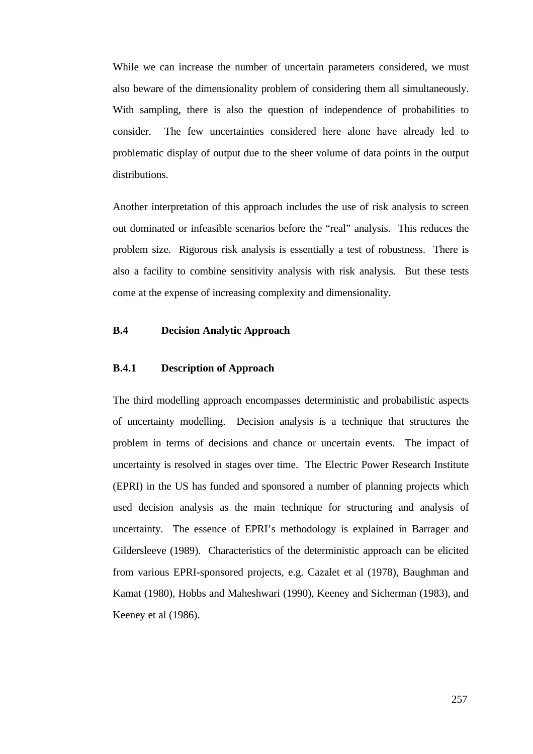While we can increase the number of uncertain parameters considered, we must also beware of the dimensionality problem of considering them all simultaneously. With sampling, there is also the question of independence of probabilities to consider. The few uncertainties considered here alone have already led to problematic display of output due to the sheer volume of data points in the output distributions.

Another interpretation of this approach includes the use of risk analysis to screen out dominated or infeasible scenarios before the "real" analysis. This reduces the problem size. Rigorous risk analysis is essentially a test of robustness. There is also a facility to combine sensitivity analysis with risk analysis. But these tests come at the expense of increasing complexity and dimensionality.

## B.4 Decision Analytic Approach

### B.4.1 Description of Approach

The third modelling approach encompasses deterministic and probabilistic aspects of uncertainty modelling. Decision analysis is a technique that structures the problem in terms of decisions and chance or uncertain events. The impact of uncertainty is resolved in stages over time. The Electric Power Research Institute (EPRI) in the US has funded and sponsored a number of planning projects which used decision analysis as the main technique for structuring and analysis of uncertainty. The essence of EPRI's methodology is explained in Barrager and Gildersleeve (1989). Characteristics of the deterministic approach can be elicited from various EPRI-sponsored projects, e.g. Cazalet et al (1978), Baughman and Kamat (1980), Hobbs and Maheshwari (1990), Keeney and Sicherman (1983), and Keeney et al (1986).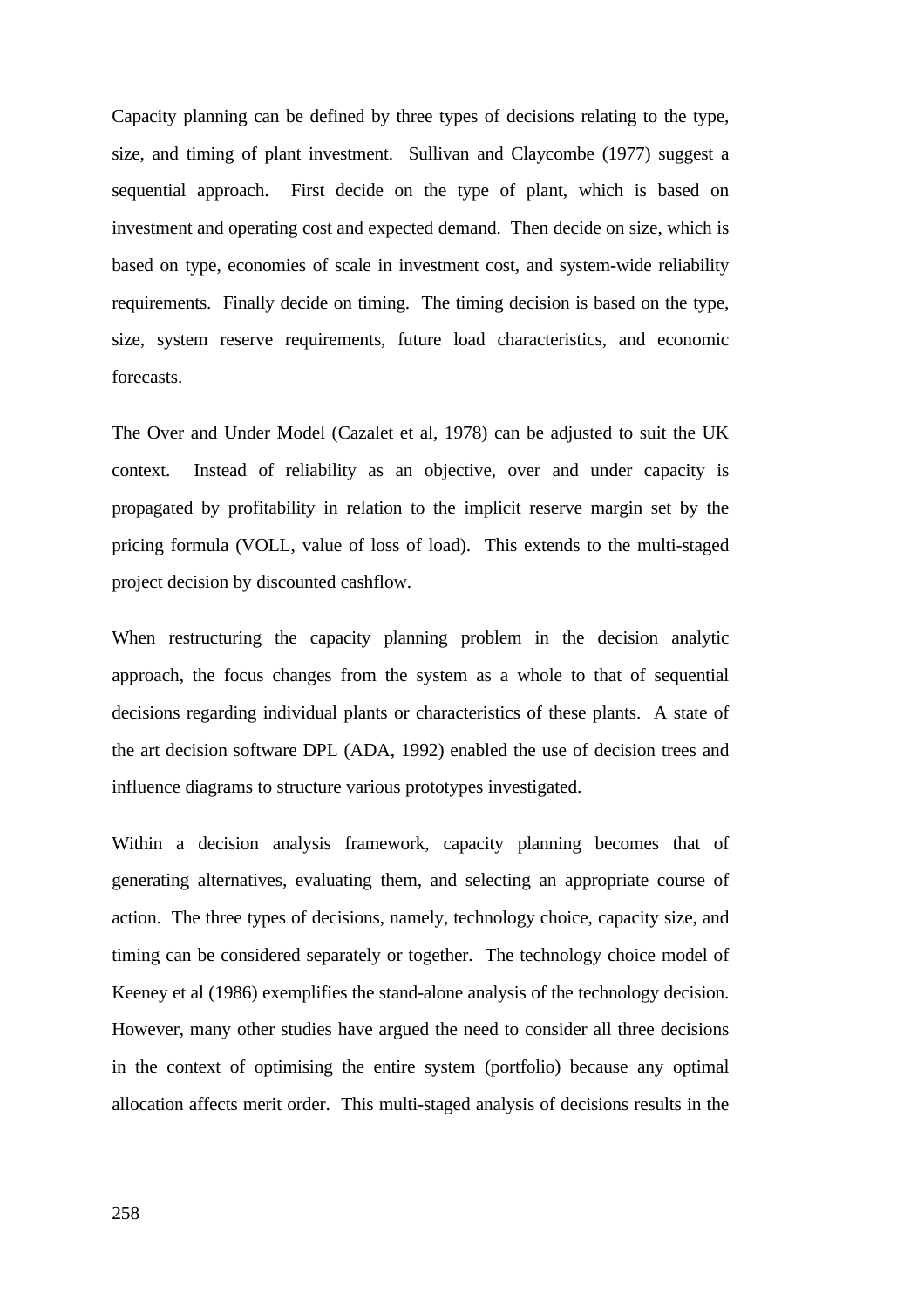Capacity planning can be defined by three types of decisions relating to the type, size, and timing of plant investment. Sullivan and Claycombe (1977) suggest a sequential approach. First decide on the type of plant, which is based on investment and operating cost and expected demand. Then decide on size, which is based on type, economies of scale in investment cost, and system-wide reliability requirements. Finally decide on timing. The timing decision is based on the type, size, system reserve requirements, future load characteristics, and economic forecasts.

The Over and Under Model (Cazalet et al, 1978) can be adjusted to suit the UK context. Instead of reliability as an objective, over and under capacity is propagated by profitability in relation to the implicit reserve margin set by the pricing formula (VOLL, value of loss of load). This extends to the multi-staged project decision by discounted cashflow.

When restructuring the capacity planning problem in the decision analytic approach, the focus changes from the system as a whole to that of sequential decisions regarding individual plants or characteristics of these plants. A state of the art decision software DPL (ADA, 1992) enabled the use of decision trees and influence diagrams to structure various prototypes investigated.

Within a decision analysis framework, capacity planning becomes that of generating alternatives, evaluating them, and selecting an appropriate course of action. The three types of decisions, namely, technology choice, capacity size, and timing can be considered separately or together. The technology choice model of Keeney et al (1986) exemplifies the stand-alone analysis of the technology decision. However, many other studies have argued the need to consider all three decisions in the context of optimising the entire system (portfolio) because any optimal allocation affects merit order. This multi-staged analysis of decisions results in the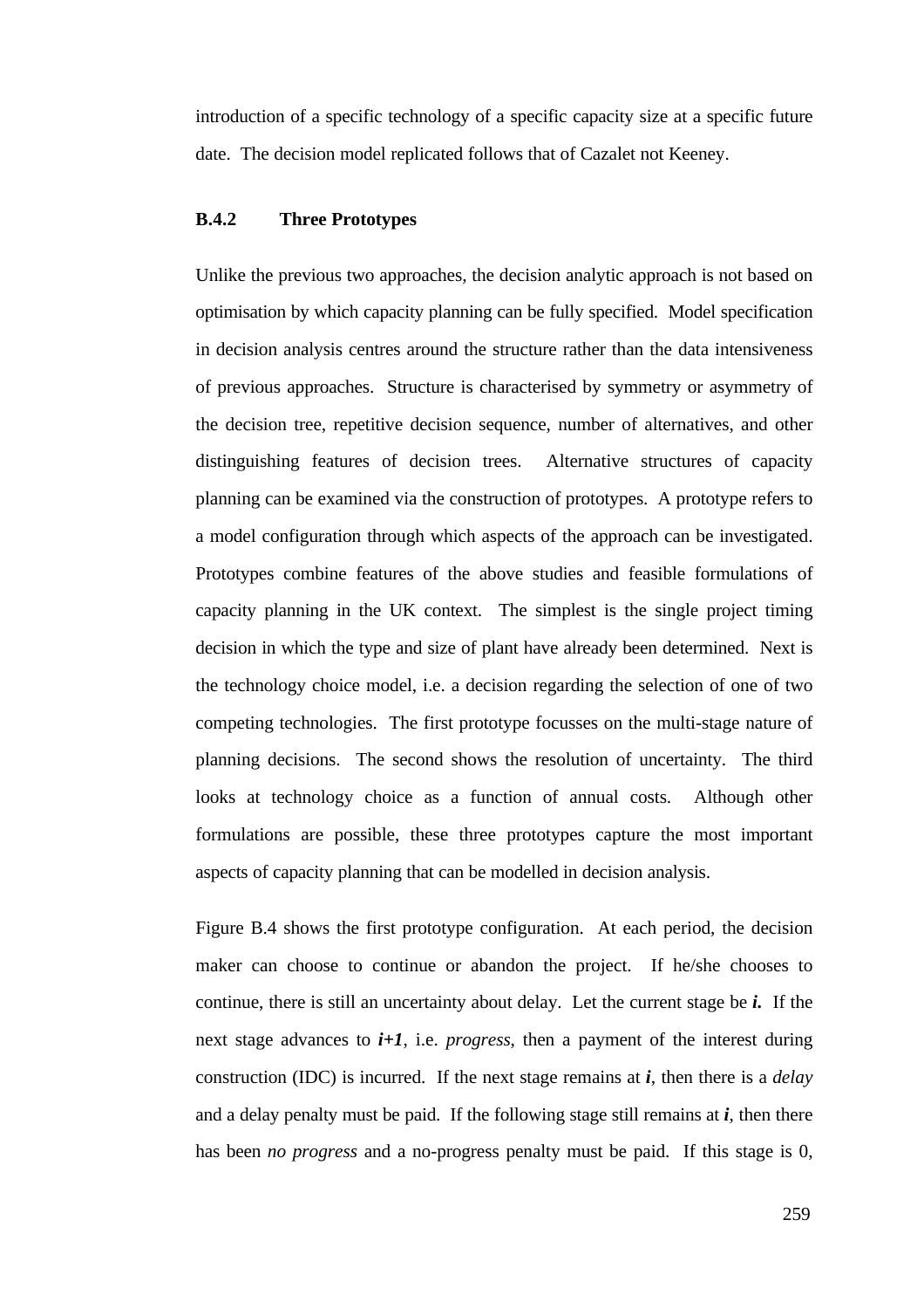introduction of a specific technology of a specific capacity size at a specific future date. The decision model replicated follows that of Cazalet not Keeney.

### B.4.2 Three Prototypes

Unlike the previous two approaches, the decision analytic approach is not based on optimisation by which capacity planning can be fully specified. Model specification in decision analysis centres around the structure rather than the data intensiveness of previous approaches. Structure is characterised by symmetry or asymmetry of the decision tree, repetitive decision sequence, number of alternatives, and other distinguishing features of decision trees. Alternative structures of capacity planning can be examined via the construction of prototypes. A prototype refers to a model configuration through which aspects of the approach can be investigated. Prototypes combine features of the above studies and feasible formulations of capacity planning in the UK context. The simplest is the single project timing decision in which the type and size of plant have already been determined. Next is the technology choice model, i.e. a decision regarding the selection of one of two competing technologies. The first prototype focusses on the multi-stage nature of planning decisions. The second shows the resolution of uncertainty. The third looks at technology choice as a function of annual costs. Although other formulations are possible, these three prototypes capture the most important aspects of capacity planning that can be modelled in decision analysis.

Figure B.4 shows the first prototype configuration. At each period, the decision maker can choose to continue or abandon the project. If he/she chooses to continue, there is still an uncertainty about delay. Let the current stage be ***i.*** If the next stage advances to ***i+1***, i.e. *progress*, then a payment of the interest during construction (IDC) is incurred. If the next stage remains at ***i***, then there is a *delay* and a delay penalty must be paid. If the following stage still remains at ***i***, then there has been *no progress* and a no-progress penalty must be paid. If this stage is 0,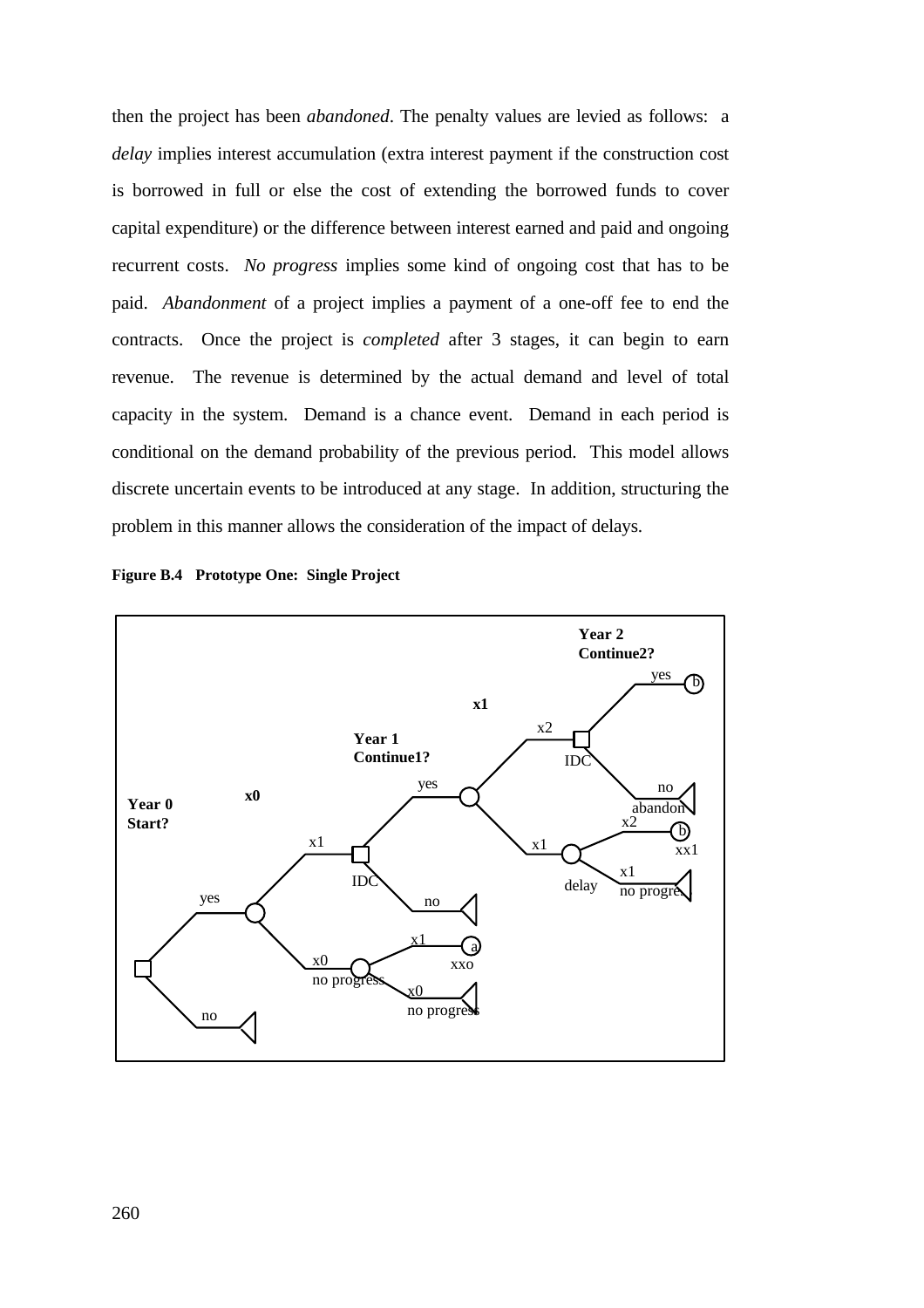then the project has been *abandoned*. The penalty values are levied as follows: a *delay* implies interest accumulation (extra interest payment if the construction cost is borrowed in full or else the cost of extending the borrowed funds to cover capital expenditure) or the difference between interest earned and paid and ongoing recurrent costs. *No progress* implies some kind of ongoing cost that has to be paid. *Abandonment* of a project implies a payment of a one-off fee to end the contracts. Once the project is *completed* after 3 stages, it can begin to earn revenue. The revenue is determined by the actual demand and level of total capacity in the system. Demand is a chance event. Demand in each period is conditional on the demand probability of the previous period. This model allows discrete uncertain events to be introduced at any stage. In addition, structuring the problem in this manner allows the consideration of the impact of delays.

**Figure B.4 Prototype One: Single Project**

**Year 0 Start?** — **x0** — **Year 1 Continue1?** — **x1** — **Year 2 Continue2?**

Year 0: yes / no. Yes → x1 (IDC) → yes / no; x0 (no progress) → x1 (a, xxo) / x0 (no progress).
Year 1: yes → x2 (IDC) → yes (b) / no (abandon); x1 (delay) → x2 (b, xx1) / x1 (no progress).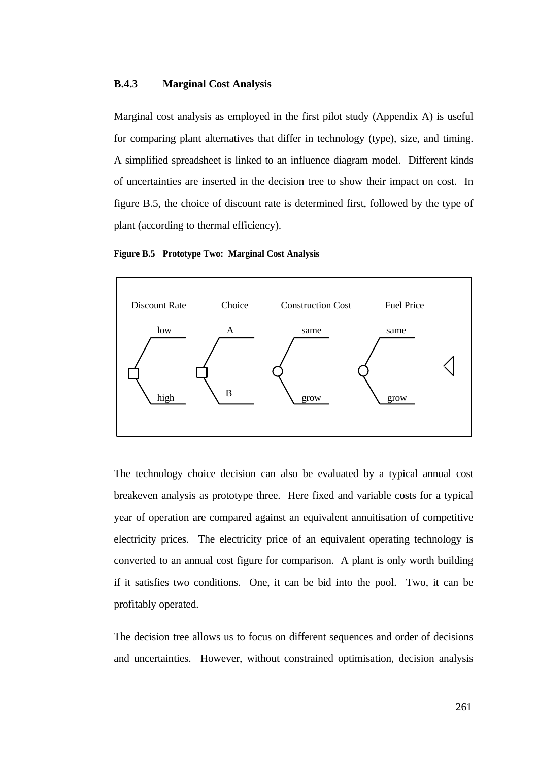### B.4.3 Marginal Cost Analysis

Marginal cost analysis as employed in the first pilot study (Appendix A) is useful for comparing plant alternatives that differ in technology (type), size, and timing. A simplified spreadsheet is linked to an influence diagram model. Different kinds of uncertainties are inserted in the decision tree to show their impact on cost. In figure B.5, the choice of discount rate is determined first, followed by the type of plant (according to thermal efficiency).

**Figure B.5 Prototype Two: Marginal Cost Analysis**

Discount Rate: low / high — Choice: A / B — Construction Cost: same / grow — Fuel Price: same / grow

The technology choice decision can also be evaluated by a typical annual cost breakeven analysis as prototype three. Here fixed and variable costs for a typical year of operation are compared against an equivalent annuitisation of competitive electricity prices. The electricity price of an equivalent operating technology is converted to an annual cost figure for comparison. A plant is only worth building if it satisfies two conditions. One, it can be bid into the pool. Two, it can be profitably operated.

The decision tree allows us to focus on different sequences and order of decisions and uncertainties. However, without constrained optimisation, decision analysis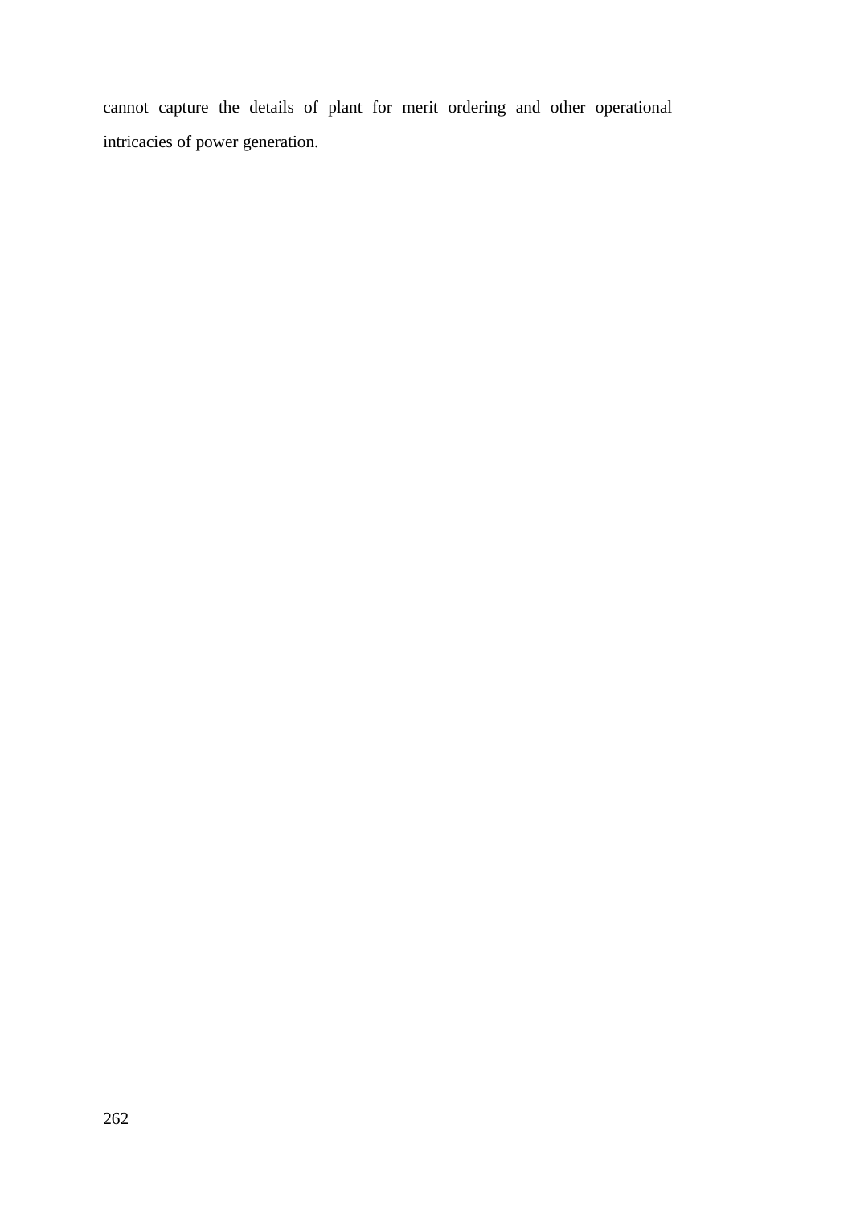cannot capture the details of plant for merit ordering and other operational intricacies of power generation.